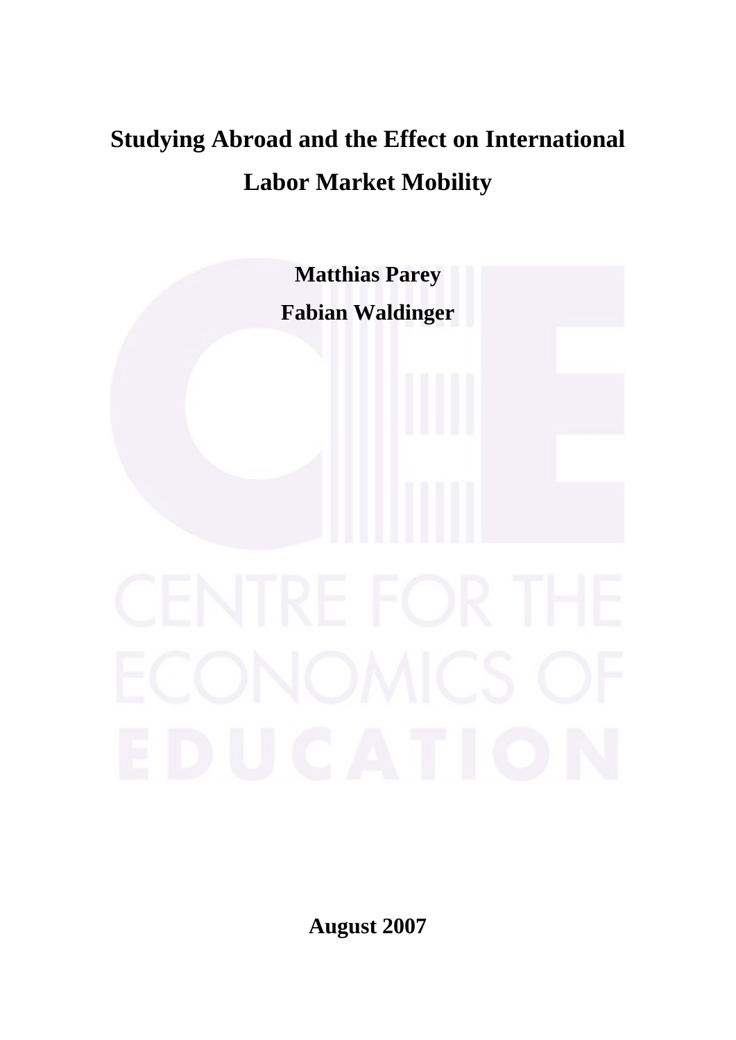# Studying Abroad and the Effect on International Labor Market Mobility

**Matthias Parey**

**Fabian Waldinger**

**August 2007**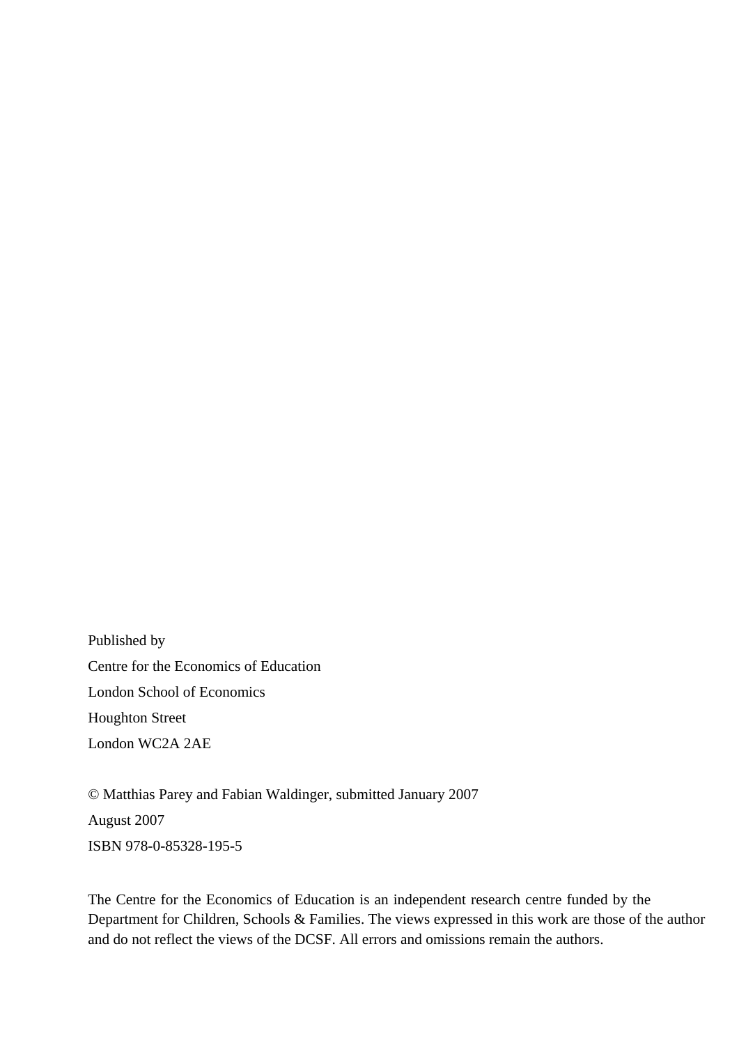Published by

Centre for the Economics of Education

London School of Economics

Houghton Street

London WC2A 2AE

© Matthias Parey and Fabian Waldinger, submitted January 2007

August 2007

ISBN 978-0-85328-195-5

The Centre for the Economics of Education is an independent research centre funded by the Department for Children, Schools & Families. The views expressed in this work are those of the author and do not reflect the views of the DCSF. All errors and omissions remain the authors.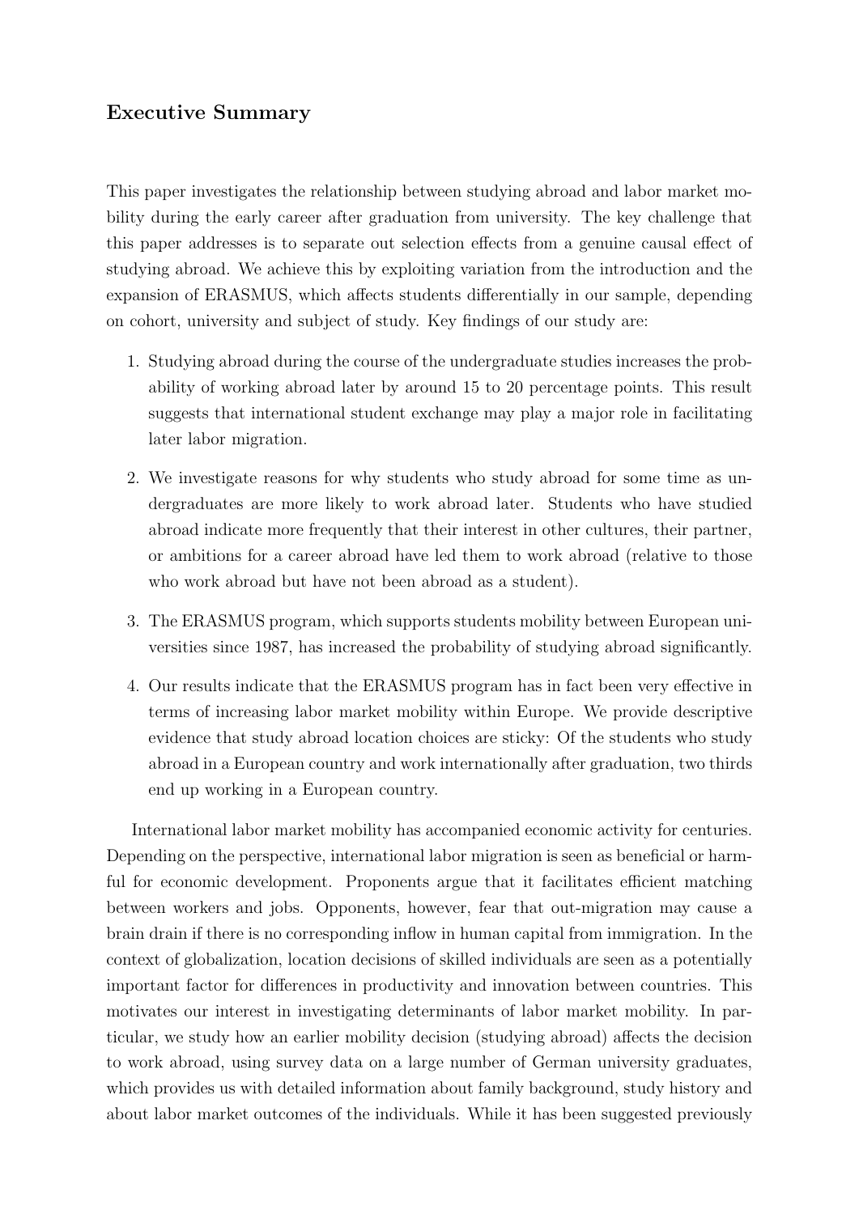## Executive Summary

This paper investigates the relationship between studying abroad and labor market mobility during the early career after graduation from university. The key challenge that this paper addresses is to separate out selection effects from a genuine causal effect of studying abroad. We achieve this by exploiting variation from the introduction and the expansion of ERASMUS, which affects students differentially in our sample, depending on cohort, university and subject of study. Key findings of our study are:

1. Studying abroad during the course of the undergraduate studies increases the probability of working abroad later by around 15 to 20 percentage points. This result suggests that international student exchange may play a major role in facilitating later labor migration.
2. We investigate reasons for why students who study abroad for some time as undergraduates are more likely to work abroad later. Students who have studied abroad indicate more frequently that their interest in other cultures, their partner, or ambitions for a career abroad have led them to work abroad (relative to those who work abroad but have not been abroad as a student).
3. The ERASMUS program, which supports students mobility between European universities since 1987, has increased the probability of studying abroad significantly.
4. Our results indicate that the ERASMUS program has in fact been very effective in terms of increasing labor market mobility within Europe. We provide descriptive evidence that study abroad location choices are sticky: Of the students who study abroad in a European country and work internationally after graduation, two thirds end up working in a European country.

International labor market mobility has accompanied economic activity for centuries. Depending on the perspective, international labor migration is seen as beneficial or harmful for economic development. Proponents argue that it facilitates efficient matching between workers and jobs. Opponents, however, fear that out-migration may cause a brain drain if there is no corresponding inflow in human capital from immigration. In the context of globalization, location decisions of skilled individuals are seen as a potentially important factor for differences in productivity and innovation between countries. This motivates our interest in investigating determinants of labor market mobility. In particular, we study how an earlier mobility decision (studying abroad) affects the decision to work abroad, using survey data on a large number of German university graduates, which provides us with detailed information about family background, study history and about labor market outcomes of the individuals. While it has been suggested previously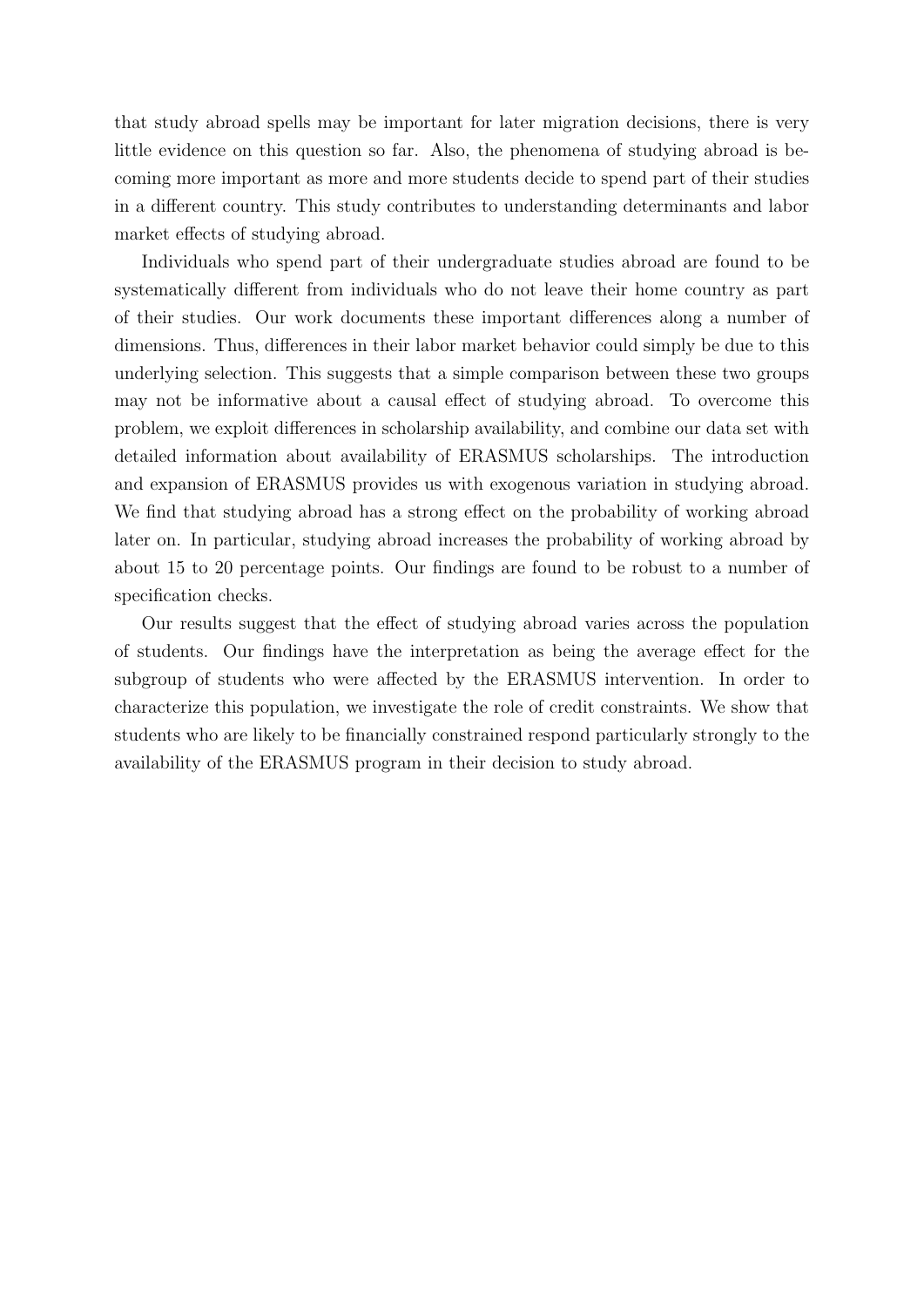that study abroad spells may be important for later migration decisions, there is very little evidence on this question so far. Also, the phenomena of studying abroad is becoming more important as more and more students decide to spend part of their studies in a different country. This study contributes to understanding determinants and labor market effects of studying abroad.

Individuals who spend part of their undergraduate studies abroad are found to be systematically different from individuals who do not leave their home country as part of their studies. Our work documents these important differences along a number of dimensions. Thus, differences in their labor market behavior could simply be due to this underlying selection. This suggests that a simple comparison between these two groups may not be informative about a causal effect of studying abroad. To overcome this problem, we exploit differences in scholarship availability, and combine our data set with detailed information about availability of ERASMUS scholarships. The introduction and expansion of ERASMUS provides us with exogenous variation in studying abroad. We find that studying abroad has a strong effect on the probability of working abroad later on. In particular, studying abroad increases the probability of working abroad by about 15 to 20 percentage points. Our findings are found to be robust to a number of specification checks.

Our results suggest that the effect of studying abroad varies across the population of students. Our findings have the interpretation as being the average effect for the subgroup of students who were affected by the ERASMUS intervention. In order to characterize this population, we investigate the role of credit constraints. We show that students who are likely to be financially constrained respond particularly strongly to the availability of the ERASMUS program in their decision to study abroad.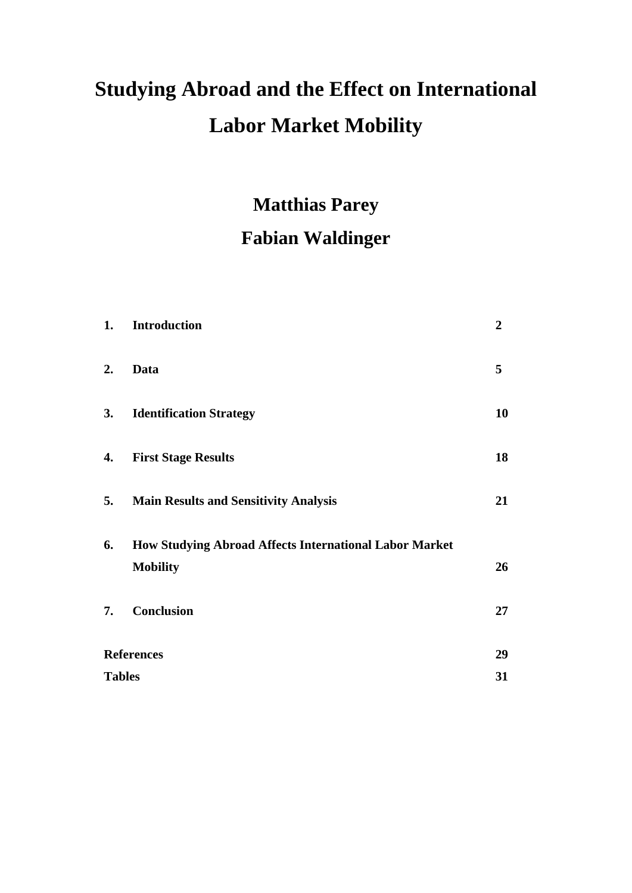# Studying Abroad and the Effect on International Labor Market Mobility

## Matthias Parey

## Fabian Waldinger

| | | |
|---|---|---|
| **1.** | **Introduction** | **2** |
| **2.** | **Data** | **5** |
| **3.** | **Identification Strategy** | **10** |
| **4.** | **First Stage Results** | **18** |
| **5.** | **Main Results and Sensitivity Analysis** | **21** |
| **6.** | **How Studying Abroad Affects International Labor Market Mobility** | **26** |
| **7.** | **Conclusion** | **27** |
| **References** | | **29** |
| **Tables** | | **31** |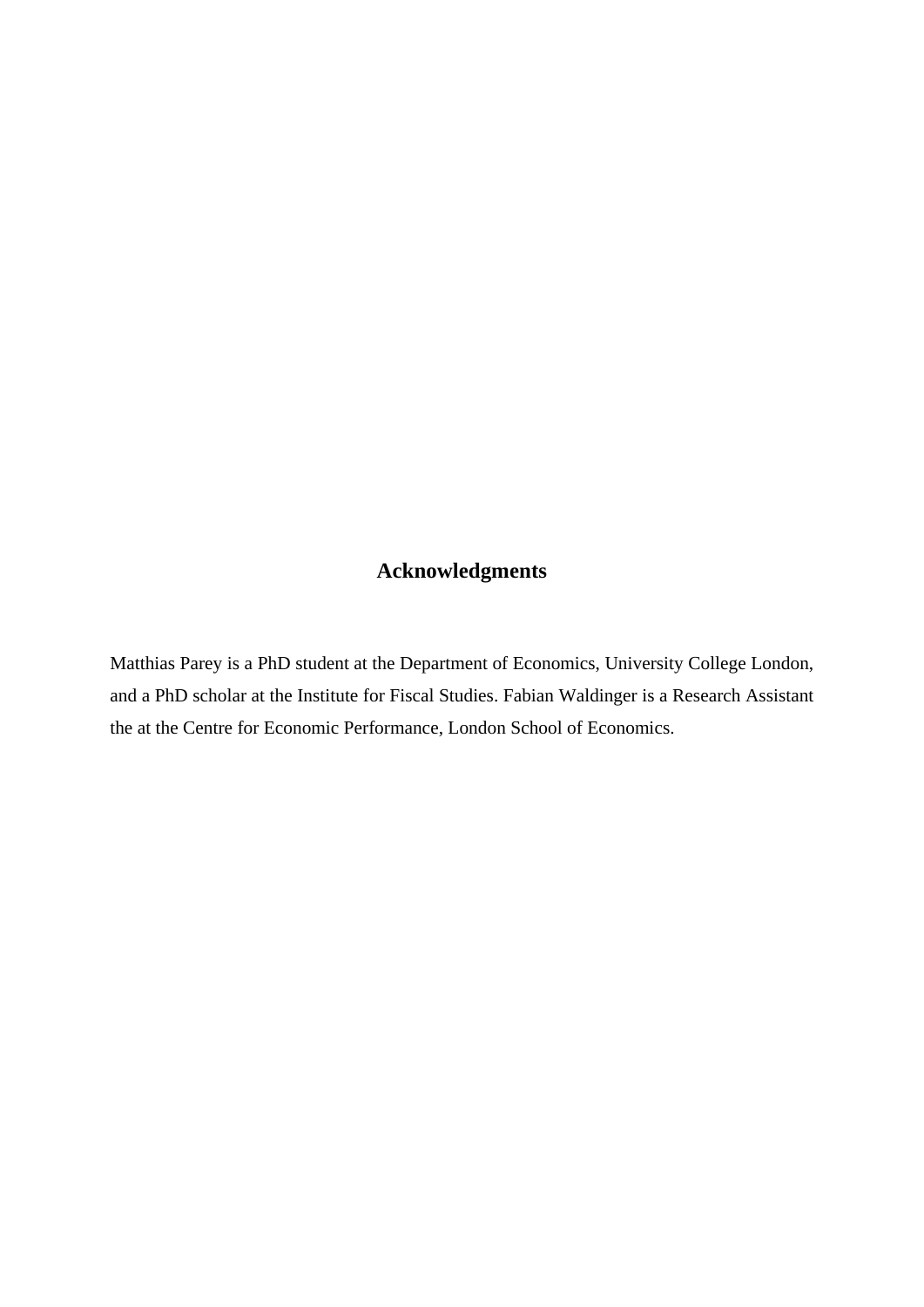## Acknowledgments

Matthias Parey is a PhD student at the Department of Economics, University College London, and a PhD scholar at the Institute for Fiscal Studies. Fabian Waldinger is a Research Assistant the at the Centre for Economic Performance, London School of Economics.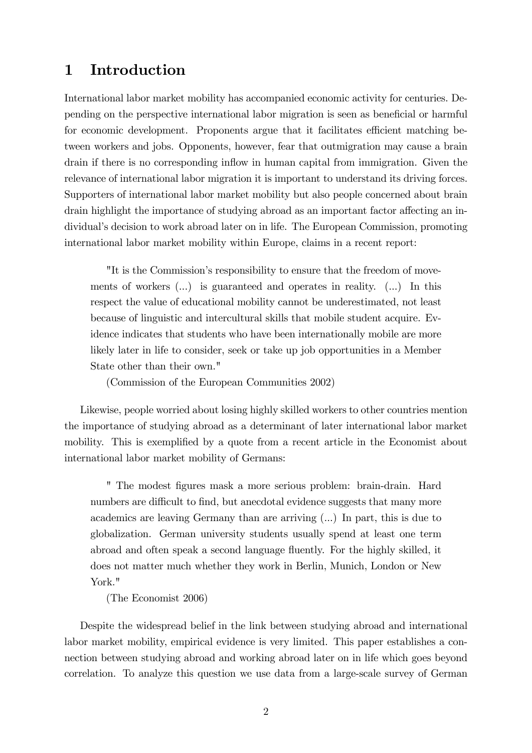# 1 Introduction

International labor market mobility has accompanied economic activity for centuries. Depending on the perspective international labor migration is seen as beneficial or harmful for economic development. Proponents argue that it facilitates efficient matching between workers and jobs. Opponents, however, fear that outmigration may cause a brain drain if there is no corresponding inflow in human capital from immigration. Given the relevance of international labor migration it is important to understand its driving forces. Supporters of international labor market mobility but also people concerned about brain drain highlight the importance of studying abroad as an important factor affecting an individual's decision to work abroad later on in life. The European Commission, promoting international labor market mobility within Europe, claims in a recent report:

> "It is the Commission's responsibility to ensure that the freedom of movements of workers (...) is guaranteed and operates in reality. (...) In this respect the value of educational mobility cannot be underestimated, not least because of linguistic and intercultural skills that mobile student acquire. Evidence indicates that students who have been internationally mobile are more likely later in life to consider, seek or take up job opportunities in a Member State other than their own."
>
> (Commission of the European Communities 2002)

Likewise, people worried about losing highly skilled workers to other countries mention the importance of studying abroad as a determinant of later international labor market mobility. This is exemplified by a quote from a recent article in the Economist about international labor market mobility of Germans:

> " The modest figures mask a more serious problem: brain-drain. Hard numbers are difficult to find, but anecdotal evidence suggests that many more academics are leaving Germany than are arriving (...) In part, this is due to globalization. German university students usually spend at least one term abroad and often speak a second language fluently. For the highly skilled, it does not matter much whether they work in Berlin, Munich, London or New York."
>
> (The Economist 2006)

Despite the widespread belief in the link between studying abroad and international labor market mobility, empirical evidence is very limited. This paper establishes a connection between studying abroad and working abroad later on in life which goes beyond correlation. To analyze this question we use data from a large-scale survey of German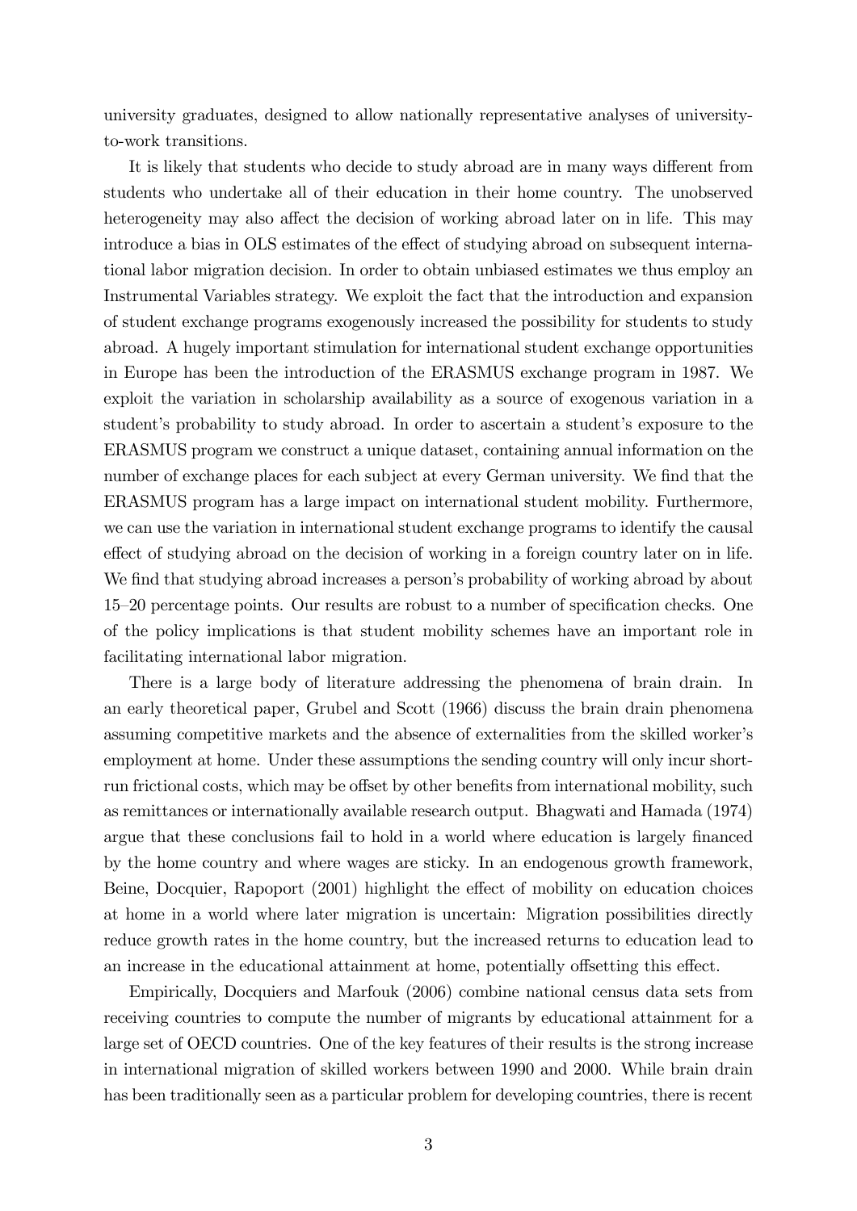university graduates, designed to allow nationally representative analyses of university-to-work transitions.

It is likely that students who decide to study abroad are in many ways different from students who undertake all of their education in their home country. The unobserved heterogeneity may also affect the decision of working abroad later on in life. This may introduce a bias in OLS estimates of the effect of studying abroad on subsequent international labor migration decision. In order to obtain unbiased estimates we thus employ an Instrumental Variables strategy. We exploit the fact that the introduction and expansion of student exchange programs exogenously increased the possibility for students to study abroad. A hugely important stimulation for international student exchange opportunities in Europe has been the introduction of the ERASMUS exchange program in 1987. We exploit the variation in scholarship availability as a source of exogenous variation in a student's probability to study abroad. In order to ascertain a student's exposure to the ERASMUS program we construct a unique dataset, containing annual information on the number of exchange places for each subject at every German university. We find that the ERASMUS program has a large impact on international student mobility. Furthermore, we can use the variation in international student exchange programs to identify the causal effect of studying abroad on the decision of working in a foreign country later on in life. We find that studying abroad increases a person's probability of working abroad by about 15–20 percentage points. Our results are robust to a number of specification checks. One of the policy implications is that student mobility schemes have an important role in facilitating international labor migration.

There is a large body of literature addressing the phenomena of brain drain. In an early theoretical paper, Grubel and Scott (1966) discuss the brain drain phenomena assuming competitive markets and the absence of externalities from the skilled worker's employment at home. Under these assumptions the sending country will only incur short-run frictional costs, which may be offset by other benefits from international mobility, such as remittances or internationally available research output. Bhagwati and Hamada (1974) argue that these conclusions fail to hold in a world where education is largely financed by the home country and where wages are sticky. In an endogenous growth framework, Beine, Docquier, Rapoport (2001) highlight the effect of mobility on education choices at home in a world where later migration is uncertain: Migration possibilities directly reduce growth rates in the home country, but the increased returns to education lead to an increase in the educational attainment at home, potentially offsetting this effect.

Empirically, Docquiers and Marfouk (2006) combine national census data sets from receiving countries to compute the number of migrants by educational attainment for a large set of OECD countries. One of the key features of their results is the strong increase in international migration of skilled workers between 1990 and 2000. While brain drain has been traditionally seen as a particular problem for developing countries, there is recent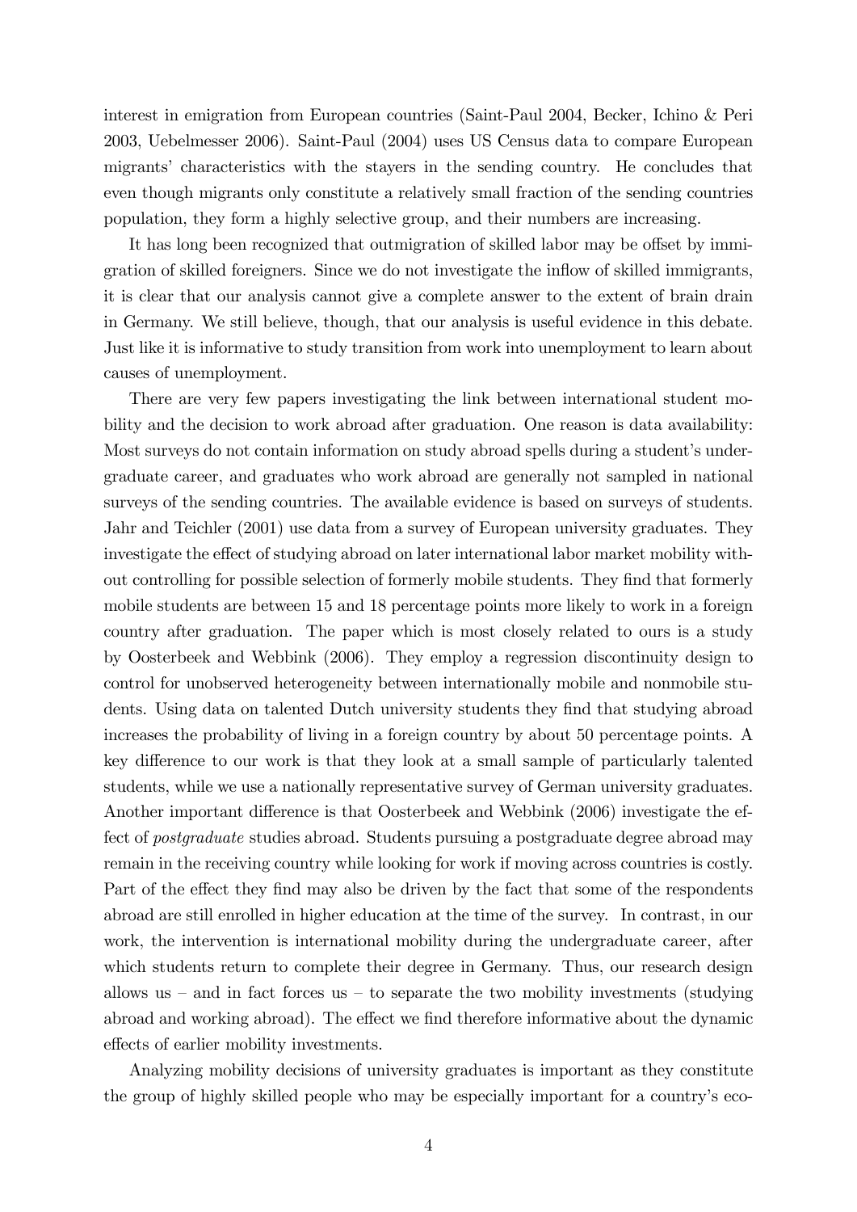interest in emigration from European countries (Saint-Paul 2004, Becker, Ichino & Peri 2003, Uebelmesser 2006). Saint-Paul (2004) uses US Census data to compare European migrants' characteristics with the stayers in the sending country. He concludes that even though migrants only constitute a relatively small fraction of the sending countries population, they form a highly selective group, and their numbers are increasing.

It has long been recognized that outmigration of skilled labor may be offset by immigration of skilled foreigners. Since we do not investigate the inflow of skilled immigrants, it is clear that our analysis cannot give a complete answer to the extent of brain drain in Germany. We still believe, though, that our analysis is useful evidence in this debate. Just like it is informative to study transition from work into unemployment to learn about causes of unemployment.

There are very few papers investigating the link between international student mobility and the decision to work abroad after graduation. One reason is data availability: Most surveys do not contain information on study abroad spells during a student's undergraduate career, and graduates who work abroad are generally not sampled in national surveys of the sending countries. The available evidence is based on surveys of students. Jahr and Teichler (2001) use data from a survey of European university graduates. They investigate the effect of studying abroad on later international labor market mobility without controlling for possible selection of formerly mobile students. They find that formerly mobile students are between 15 and 18 percentage points more likely to work in a foreign country after graduation. The paper which is most closely related to ours is a study by Oosterbeek and Webbink (2006). They employ a regression discontinuity design to control for unobserved heterogeneity between internationally mobile and nonmobile students. Using data on talented Dutch university students they find that studying abroad increases the probability of living in a foreign country by about 50 percentage points. A key difference to our work is that they look at a small sample of particularly talented students, while we use a nationally representative survey of German university graduates. Another important difference is that Oosterbeek and Webbink (2006) investigate the effect of *postgraduate* studies abroad. Students pursuing a postgraduate degree abroad may remain in the receiving country while looking for work if moving across countries is costly. Part of the effect they find may also be driven by the fact that some of the respondents abroad are still enrolled in higher education at the time of the survey. In contrast, in our work, the intervention is international mobility during the undergraduate career, after which students return to complete their degree in Germany. Thus, our research design allows us – and in fact forces us – to separate the two mobility investments (studying abroad and working abroad). The effect we find therefore informative about the dynamic effects of earlier mobility investments.

Analyzing mobility decisions of university graduates is important as they constitute the group of highly skilled people who may be especially important for a country's eco-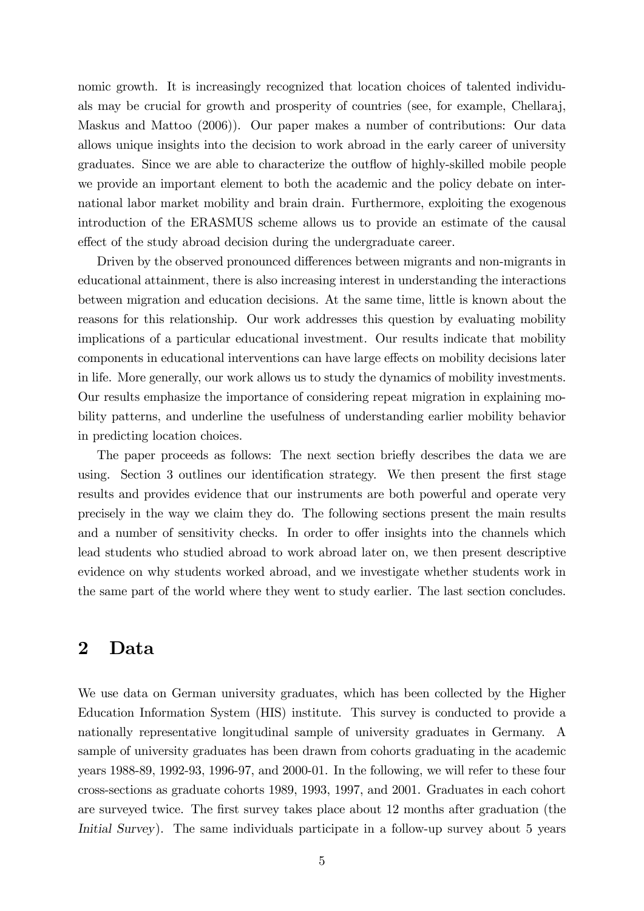nomic growth. It is increasingly recognized that location choices of talented individuals may be crucial for growth and prosperity of countries (see, for example, Chellaraj, Maskus and Mattoo (2006)). Our paper makes a number of contributions: Our data allows unique insights into the decision to work abroad in the early career of university graduates. Since we are able to characterize the outflow of highly-skilled mobile people we provide an important element to both the academic and the policy debate on international labor market mobility and brain drain. Furthermore, exploiting the exogenous introduction of the ERASMUS scheme allows us to provide an estimate of the causal effect of the study abroad decision during the undergraduate career.

Driven by the observed pronounced differences between migrants and non-migrants in educational attainment, there is also increasing interest in understanding the interactions between migration and education decisions. At the same time, little is known about the reasons for this relationship. Our work addresses this question by evaluating mobility implications of a particular educational investment. Our results indicate that mobility components in educational interventions can have large effects on mobility decisions later in life. More generally, our work allows us to study the dynamics of mobility investments. Our results emphasize the importance of considering repeat migration in explaining mobility patterns, and underline the usefulness of understanding earlier mobility behavior in predicting location choices.

The paper proceeds as follows: The next section briefly describes the data we are using. Section 3 outlines our identification strategy. We then present the first stage results and provides evidence that our instruments are both powerful and operate very precisely in the way we claim they do. The following sections present the main results and a number of sensitivity checks. In order to offer insights into the channels which lead students who studied abroad to work abroad later on, we then present descriptive evidence on why students worked abroad, and we investigate whether students work in the same part of the world where they went to study earlier. The last section concludes.

## 2 Data

We use data on German university graduates, which has been collected by the Higher Education Information System (HIS) institute. This survey is conducted to provide a nationally representative longitudinal sample of university graduates in Germany. A sample of university graduates has been drawn from cohorts graduating in the academic years 1988-89, 1992-93, 1996-97, and 2000-01. In the following, we will refer to these four cross-sections as graduate cohorts 1989, 1993, 1997, and 2001. Graduates in each cohort are surveyed twice. The first survey takes place about 12 months after graduation (the *Initial Survey*). The same individuals participate in a follow-up survey about 5 years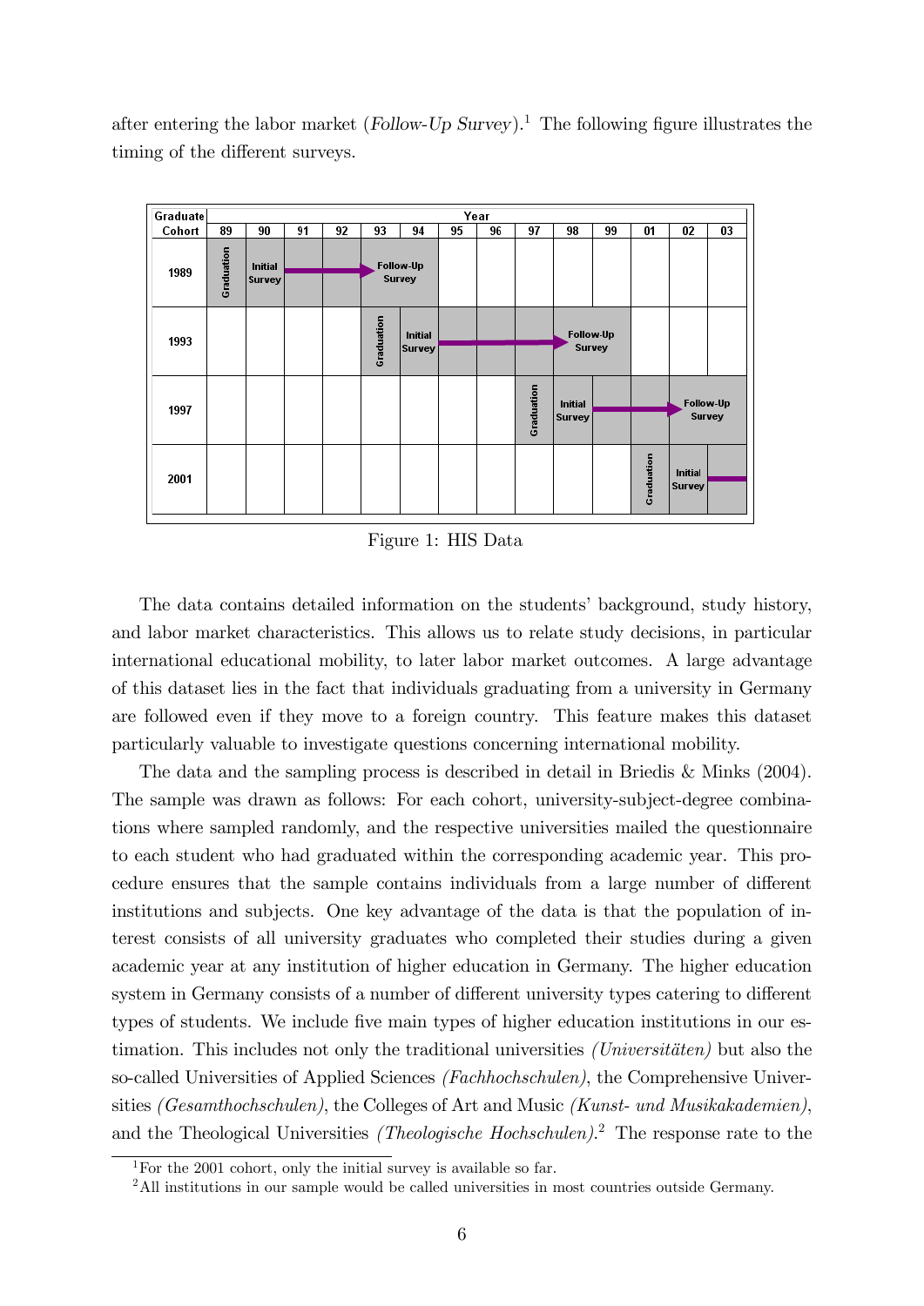after entering the labor market (*Follow-Up Survey*).[1] The following figure illustrates the timing of the different surveys.

| Graduate Cohort | Year | | | | | | | | | | | | | |
|---|---|---|---|---|---|---|---|---|---|---|---|---|---|---|
| | 89 | 90 | 91 | 92 | 93 | 94 | 95 | 96 | 97 | 98 | 99 | 01 | 02 | 03 |
| 1989 | Graduation | Initial Survey | → | → | Follow-Up Survey | | | | | | | | | |
| 1993 | | | | | Graduation | Initial Survey | → | → | → | Follow-Up Survey | | | | |
| 1997 | | | | | | | | | Graduation | Initial Survey | → | → | Follow-Up Survey | |
| 2001 | | | | | | | | | | | | Graduation | Initial Survey | → |

Figure 1: HIS Data

The data contains detailed information on the students' background, study history, and labor market characteristics. This allows us to relate study decisions, in particular international educational mobility, to later labor market outcomes. A large advantage of this dataset lies in the fact that individuals graduating from a university in Germany are followed even if they move to a foreign country. This feature makes this dataset particularly valuable to investigate questions concerning international mobility.

The data and the sampling process is described in detail in Briedis & Minks (2004). The sample was drawn as follows: For each cohort, university-subject-degree combinations where sampled randomly, and the respective universities mailed the questionnaire to each student who had graduated within the corresponding academic year. This procedure ensures that the sample contains individuals from a large number of different institutions and subjects. One key advantage of the data is that the population of interest consists of all university graduates who completed their studies during a given academic year at any institution of higher education in Germany. The higher education system in Germany consists of a number of different university types catering to different types of students. We include five main types of higher education institutions in our estimation. This includes not only the traditional universities *(Universitäten)* but also the so-called Universities of Applied Sciences *(Fachhochschulen)*, the Comprehensive Universities *(Gesamthochschulen)*, the Colleges of Art and Music *(Kunst- und Musikakademien)*, and the Theological Universities *(Theologische Hochschulen)*.[2] The response rate to the

[1] For the 2001 cohort, only the initial survey is available so far.

[2] All institutions in our sample would be called universities in most countries outside Germany.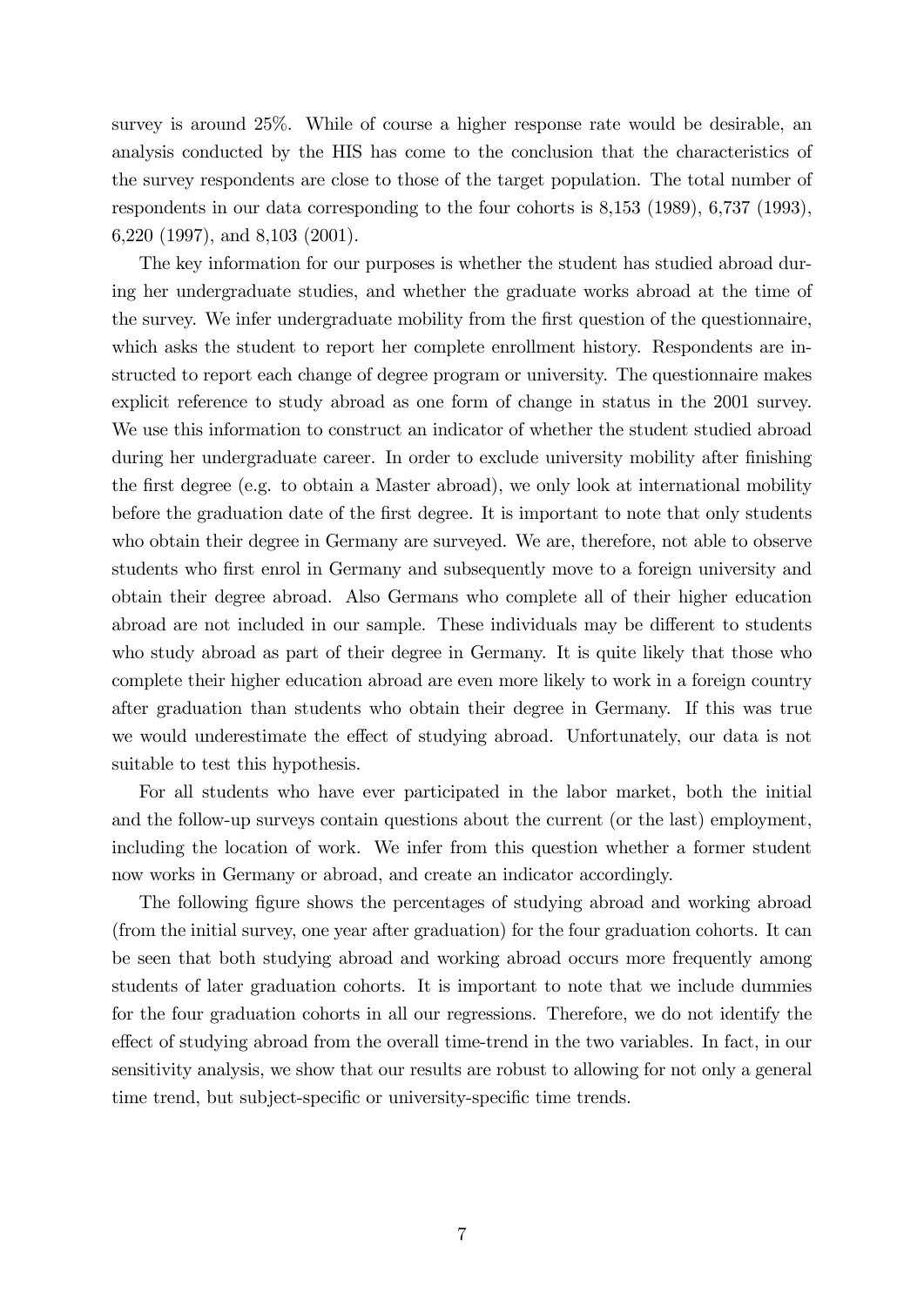survey is around 25%. While of course a higher response rate would be desirable, an analysis conducted by the HIS has come to the conclusion that the characteristics of the survey respondents are close to those of the target population. The total number of respondents in our data corresponding to the four cohorts is 8,153 (1989), 6,737 (1993), 6,220 (1997), and 8,103 (2001).

The key information for our purposes is whether the student has studied abroad during her undergraduate studies, and whether the graduate works abroad at the time of the survey. We infer undergraduate mobility from the first question of the questionnaire, which asks the student to report her complete enrollment history. Respondents are instructed to report each change of degree program or university. The questionnaire makes explicit reference to study abroad as one form of change in status in the 2001 survey. We use this information to construct an indicator of whether the student studied abroad during her undergraduate career. In order to exclude university mobility after finishing the first degree (e.g. to obtain a Master abroad), we only look at international mobility before the graduation date of the first degree. It is important to note that only students who obtain their degree in Germany are surveyed. We are, therefore, not able to observe students who first enrol in Germany and subsequently move to a foreign university and obtain their degree abroad. Also Germans who complete all of their higher education abroad are not included in our sample. These individuals may be different to students who study abroad as part of their degree in Germany. It is quite likely that those who complete their higher education abroad are even more likely to work in a foreign country after graduation than students who obtain their degree in Germany. If this was true we would underestimate the effect of studying abroad. Unfortunately, our data is not suitable to test this hypothesis.

For all students who have ever participated in the labor market, both the initial and the follow-up surveys contain questions about the current (or the last) employment, including the location of work. We infer from this question whether a former student now works in Germany or abroad, and create an indicator accordingly.

The following figure shows the percentages of studying abroad and working abroad (from the initial survey, one year after graduation) for the four graduation cohorts. It can be seen that both studying abroad and working abroad occurs more frequently among students of later graduation cohorts. It is important to note that we include dummies for the four graduation cohorts in all our regressions. Therefore, we do not identify the effect of studying abroad from the overall time-trend in the two variables. In fact, in our sensitivity analysis, we show that our results are robust to allowing for not only a general time trend, but subject-specific or university-specific time trends.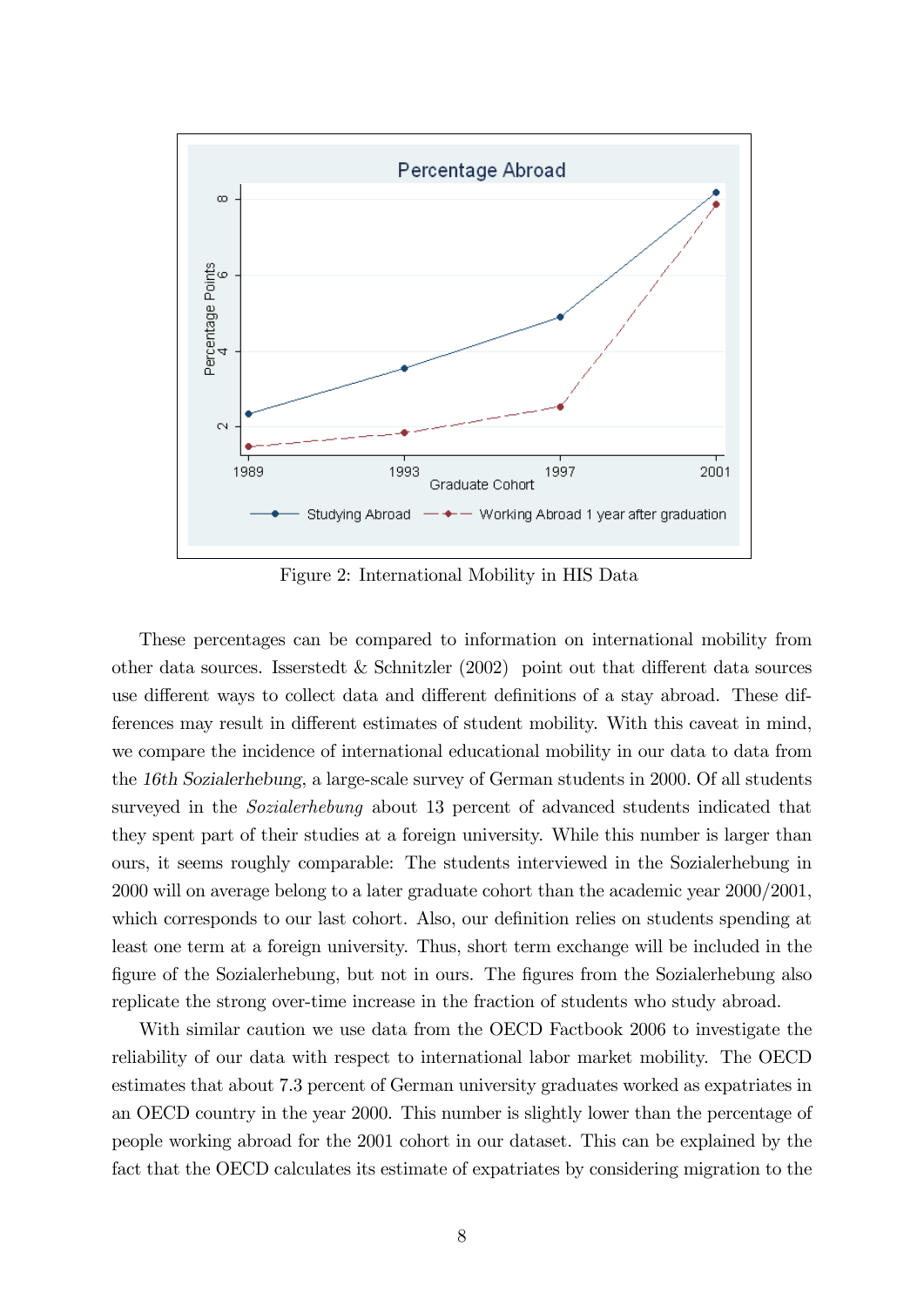Figure 2: International Mobility in HIS Data

These percentages can be compared to information on international mobility from other data sources. Isserstedt & Schnitzler (2002) point out that different data sources use different ways to collect data and different definitions of a stay abroad. These differences may result in different estimates of student mobility. With this caveat in mind, we compare the incidence of international educational mobility in our data to data from the *16th Sozialerhebung*, a large-scale survey of German students in 2000. Of all students surveyed in the *Sozialerhebung* about 13 percent of advanced students indicated that they spent part of their studies at a foreign university. While this number is larger than ours, it seems roughly comparable: The students interviewed in the Sozialerhebung in 2000 will on average belong to a later graduate cohort than the academic year 2000/2001, which corresponds to our last cohort. Also, our definition relies on students spending at least one term at a foreign university. Thus, short term exchange will be included in the figure of the Sozialerhebung, but not in ours. The figures from the Sozialerhebung also replicate the strong over-time increase in the fraction of students who study abroad.

With similar caution we use data from the OECD Factbook 2006 to investigate the reliability of our data with respect to international labor market mobility. The OECD estimates that about 7.3 percent of German university graduates worked as expatriates in an OECD country in the year 2000. This number is slightly lower than the percentage of people working abroad for the 2001 cohort in our dataset. This can be explained by the fact that the OECD calculates its estimate of expatriates by considering migration to the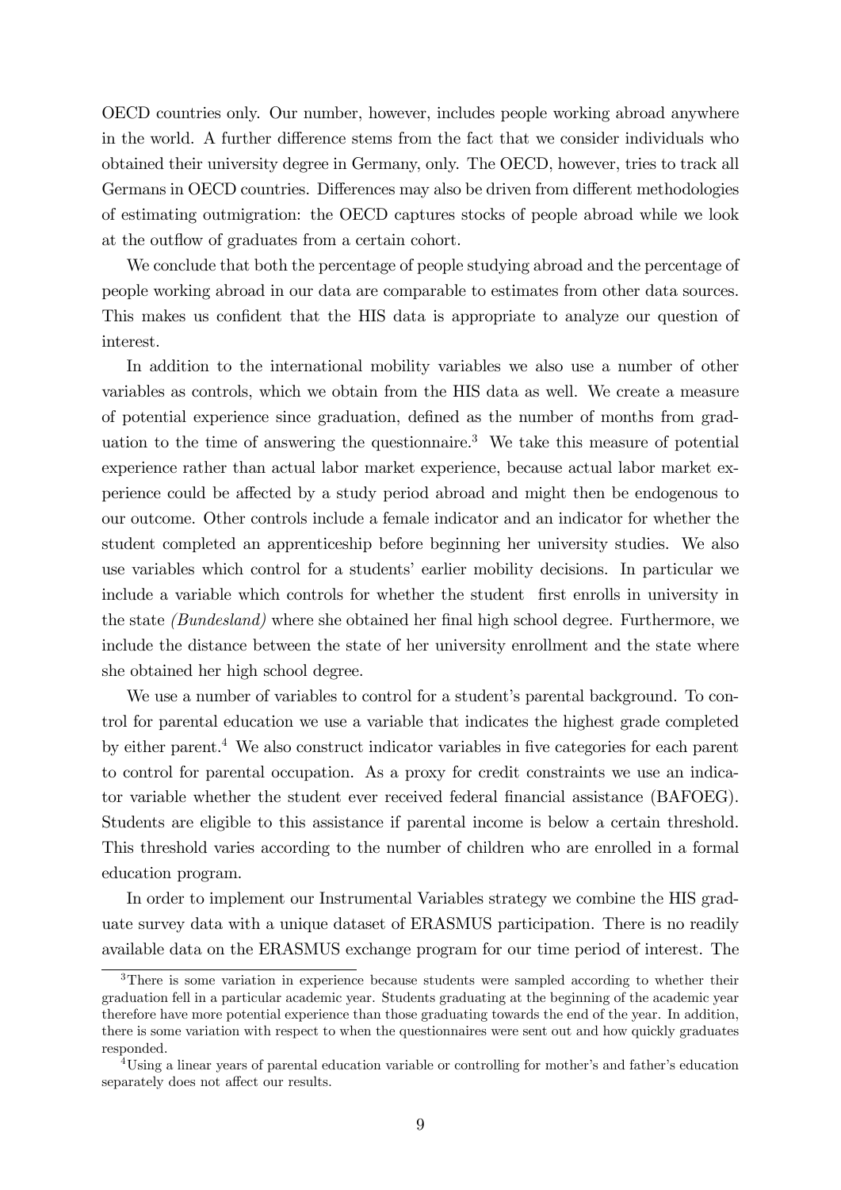OECD countries only. Our number, however, includes people working abroad anywhere in the world. A further difference stems from the fact that we consider individuals who obtained their university degree in Germany, only. The OECD, however, tries to track all Germans in OECD countries. Differences may also be driven from different methodologies of estimating outmigration: the OECD captures stocks of people abroad while we look at the outflow of graduates from a certain cohort.

We conclude that both the percentage of people studying abroad and the percentage of people working abroad in our data are comparable to estimates from other data sources. This makes us confident that the HIS data is appropriate to analyze our question of interest.

In addition to the international mobility variables we also use a number of other variables as controls, which we obtain from the HIS data as well. We create a measure of potential experience since graduation, defined as the number of months from graduation to the time of answering the questionnaire.[3] We take this measure of potential experience rather than actual labor market experience, because actual labor market experience could be affected by a study period abroad and might then be endogenous to our outcome. Other controls include a female indicator and an indicator for whether the student completed an apprenticeship before beginning her university studies. We also use variables which control for a students' earlier mobility decisions. In particular we include a variable which controls for whether the student first enrolls in university in the state *(Bundesland)* where she obtained her final high school degree. Furthermore, we include the distance between the state of her university enrollment and the state where she obtained her high school degree.

We use a number of variables to control for a student's parental background. To control for parental education we use a variable that indicates the highest grade completed by either parent.[4] We also construct indicator variables in five categories for each parent to control for parental occupation. As a proxy for credit constraints we use an indicator variable whether the student ever received federal financial assistance (BAFOEG). Students are eligible to this assistance if parental income is below a certain threshold. This threshold varies according to the number of children who are enrolled in a formal education program.

In order to implement our Instrumental Variables strategy we combine the HIS graduate survey data with a unique dataset of ERASMUS participation. There is no readily available data on the ERASMUS exchange program for our time period of interest. The

[3] There is some variation in experience because students were sampled according to whether their graduation fell in a particular academic year. Students graduating at the beginning of the academic year therefore have more potential experience than those graduating towards the end of the year. In addition, there is some variation with respect to when the questionnaires were sent out and how quickly graduates responded.

[4] Using a linear years of parental education variable or controlling for mother's and father's education separately does not affect our results.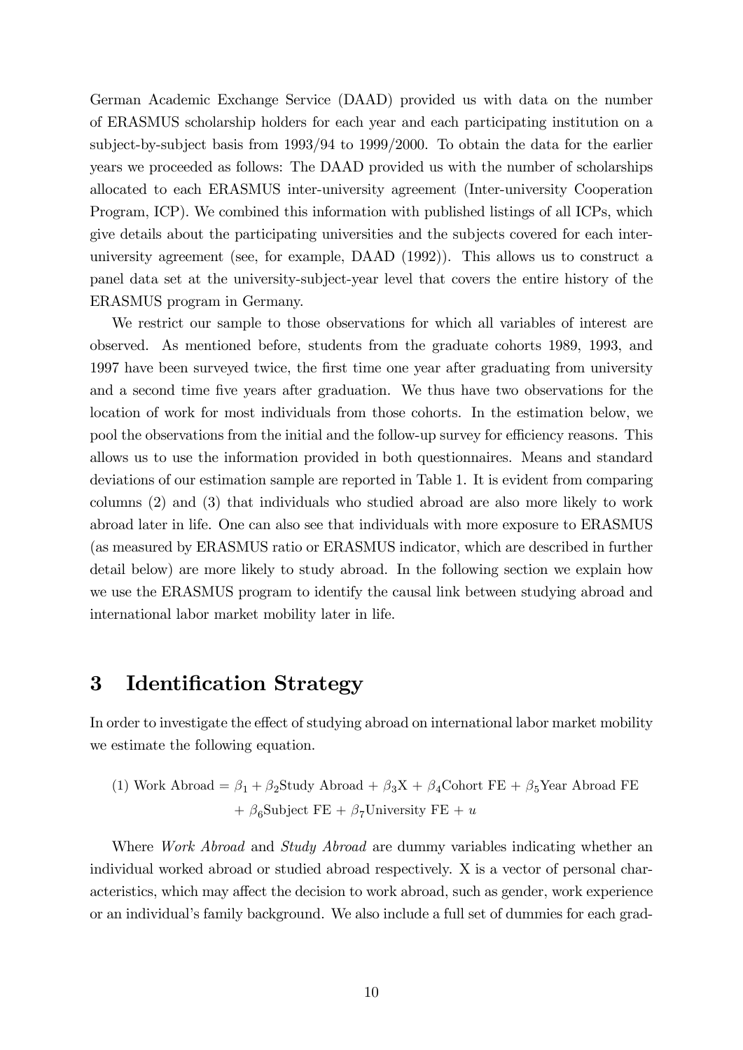German Academic Exchange Service (DAAD) provided us with data on the number of ERASMUS scholarship holders for each year and each participating institution on a subject-by-subject basis from 1993/94 to 1999/2000. To obtain the data for the earlier years we proceeded as follows: The DAAD provided us with the number of scholarships allocated to each ERASMUS inter-university agreement (Inter-university Cooperation Program, ICP). We combined this information with published listings of all ICPs, which give details about the participating universities and the subjects covered for each inter-university agreement (see, for example, DAAD (1992)). This allows us to construct a panel data set at the university-subject-year level that covers the entire history of the ERASMUS program in Germany.

We restrict our sample to those observations for which all variables of interest are observed. As mentioned before, students from the graduate cohorts 1989, 1993, and 1997 have been surveyed twice, the first time one year after graduating from university and a second time five years after graduation. We thus have two observations for the location of work for most individuals from those cohorts. In the estimation below, we pool the observations from the initial and the follow-up survey for efficiency reasons. This allows us to use the information provided in both questionnaires. Means and standard deviations of our estimation sample are reported in Table 1. It is evident from comparing columns (2) and (3) that individuals who studied abroad are also more likely to work abroad later in life. One can also see that individuals with more exposure to ERASMUS (as measured by ERASMUS ratio or ERASMUS indicator, which are described in further detail below) are more likely to study abroad. In the following section we explain how we use the ERASMUS program to identify the causal link between studying abroad and international labor market mobility later in life.

# 3 Identification Strategy

In order to investigate the effect of studying abroad on international labor market mobility we estimate the following equation.

$$\text{(1) Work Abroad} = \beta_1 + \beta_2\text{Study Abroad} + \beta_3\text{X} + \beta_4\text{Cohort FE} + \beta_5\text{Year Abroad FE} + \beta_6\text{Subject FE} + \beta_7\text{University FE} + u$$

Where *Work Abroad* and *Study Abroad* are dummy variables indicating whether an individual worked abroad or studied abroad respectively. X is a vector of personal characteristics, which may affect the decision to work abroad, such as gender, work experience or an individual's family background. We also include a full set of dummies for each grad-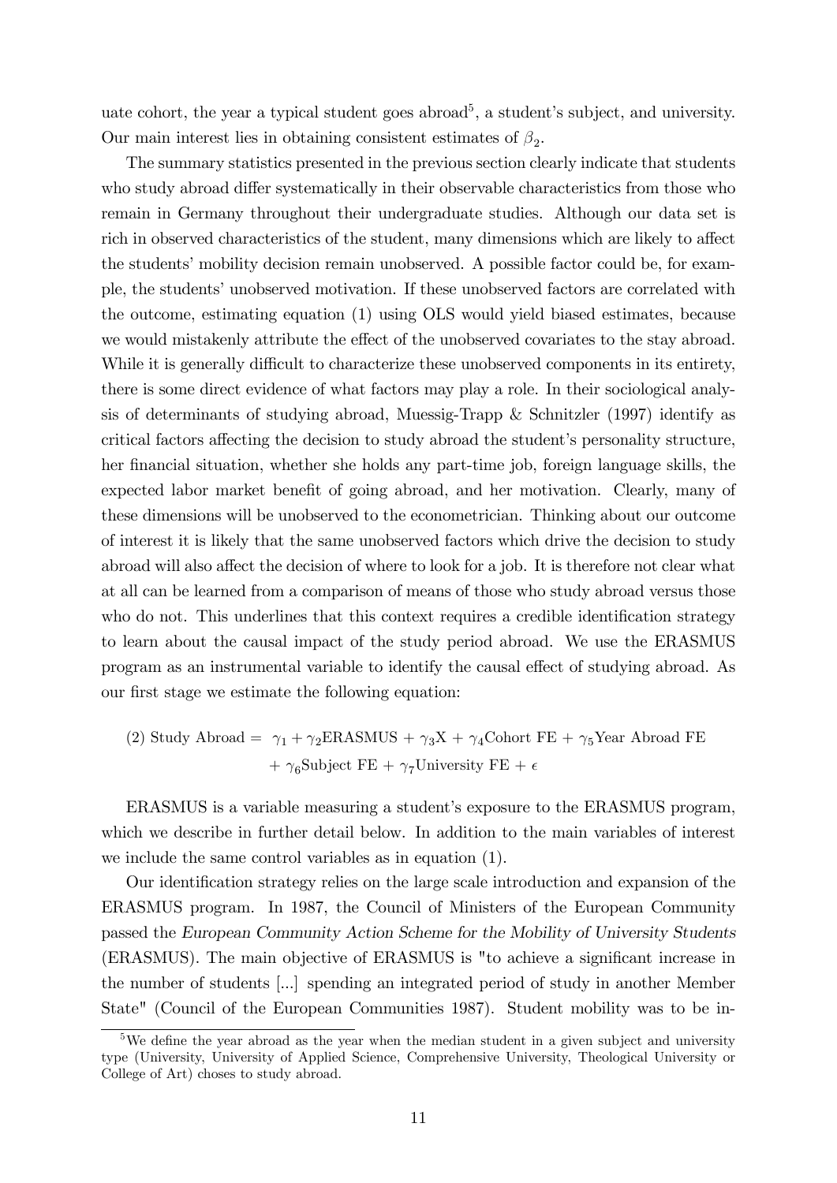uate cohort, the year a typical student goes abroad[5], a student's subject, and university. Our main interest lies in obtaining consistent estimates of $\beta_2$.

The summary statistics presented in the previous section clearly indicate that students who study abroad differ systematically in their observable characteristics from those who remain in Germany throughout their undergraduate studies. Although our data set is rich in observed characteristics of the student, many dimensions which are likely to affect the students' mobility decision remain unobserved. A possible factor could be, for example, the students' unobserved motivation. If these unobserved factors are correlated with the outcome, estimating equation (1) using OLS would yield biased estimates, because we would mistakenly attribute the effect of the unobserved covariates to the stay abroad. While it is generally difficult to characterize these unobserved components in its entirety, there is some direct evidence of what factors may play a role. In their sociological analysis of determinants of studying abroad, Muessig-Trapp & Schnitzler (1997) identify as critical factors affecting the decision to study abroad the student's personality structure, her financial situation, whether she holds any part-time job, foreign language skills, the expected labor market benefit of going abroad, and her motivation. Clearly, many of these dimensions will be unobserved to the econometrician. Thinking about our outcome of interest it is likely that the same unobserved factors which drive the decision to study abroad will also affect the decision of where to look for a job. It is therefore not clear what at all can be learned from a comparison of means of those who study abroad versus those who do not. This underlines that this context requires a credible identification strategy to learn about the causal impact of the study period abroad. We use the ERASMUS program as an instrumental variable to identify the causal effect of studying abroad. As our first stage we estimate the following equation:

$$\text{(2) Study Abroad} = \gamma_1 + \gamma_2\text{ERASMUS} + \gamma_3\text{X} + \gamma_4\text{Cohort FE} + \gamma_5\text{Year Abroad FE} + \gamma_6\text{Subject FE} + \gamma_7\text{University FE} + \epsilon$$

ERASMUS is a variable measuring a student's exposure to the ERASMUS program, which we describe in further detail below. In addition to the main variables of interest we include the same control variables as in equation (1).

Our identification strategy relies on the large scale introduction and expansion of the ERASMUS program. In 1987, the Council of Ministers of the European Community passed the *European Community Action Scheme for the Mobility of University Students* (ERASMUS). The main objective of ERASMUS is "to achieve a significant increase in the number of students [...] spending an integrated period of study in another Member State" (Council of the European Communities 1987). Student mobility was to be in-

[5] We define the year abroad as the year when the median student in a given subject and university type (University, University of Applied Science, Comprehensive University, Theological University or College of Art) choses to study abroad.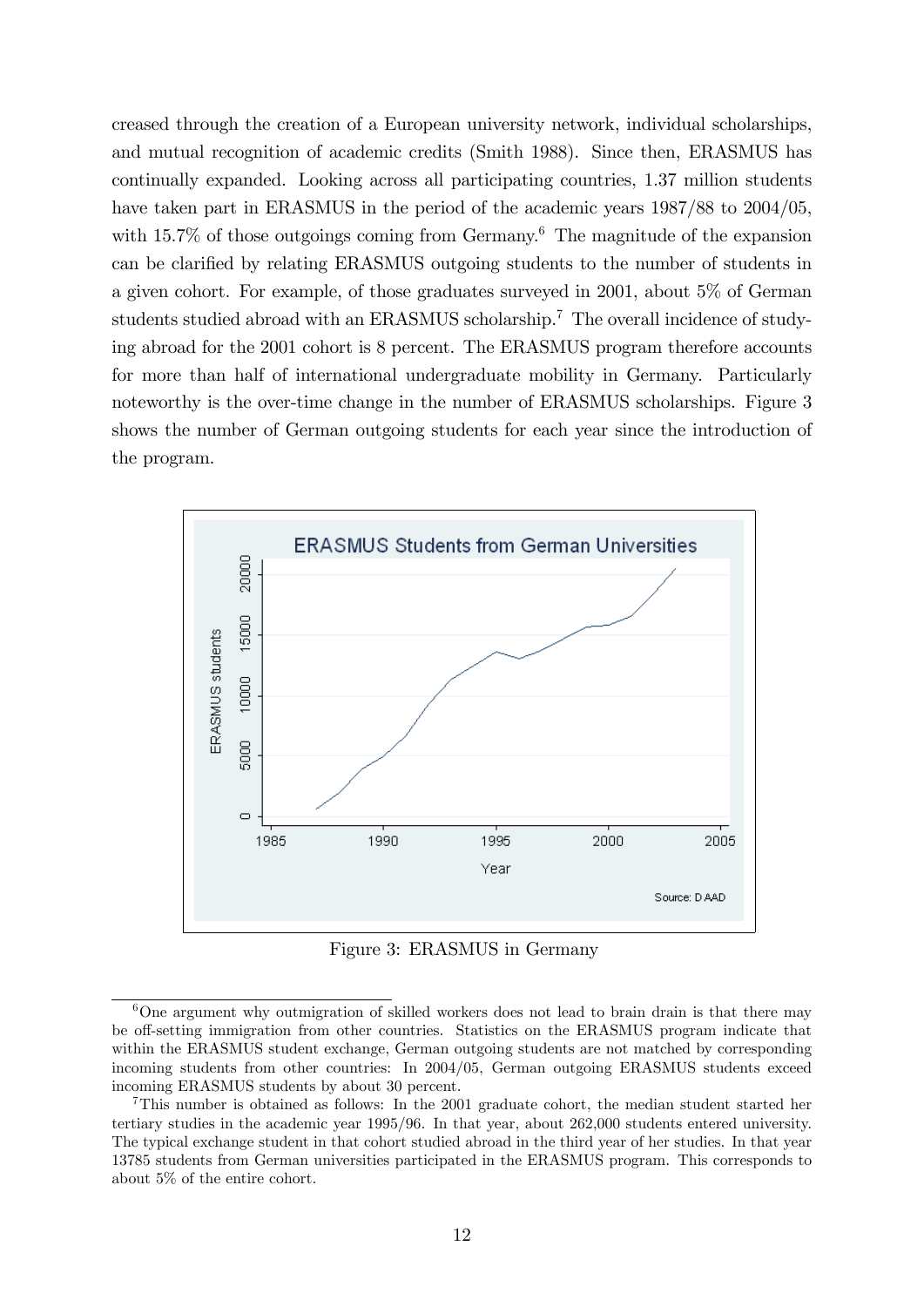creased through the creation of a European university network, individual scholarships, and mutual recognition of academic credits (Smith 1988). Since then, ERASMUS has continually expanded. Looking across all participating countries, 1.37 million students have taken part in ERASMUS in the period of the academic years 1987/88 to 2004/05, with 15.7% of those outgoings coming from Germany.[6] The magnitude of the expansion can be clarified by relating ERASMUS outgoing students to the number of students in a given cohort. For example, of those graduates surveyed in 2001, about 5% of German students studied abroad with an ERASMUS scholarship.[7] The overall incidence of studying abroad for the 2001 cohort is 8 percent. The ERASMUS program therefore accounts for more than half of international undergraduate mobility in Germany. Particularly noteworthy is the over-time change in the number of ERASMUS scholarships. Figure 3 shows the number of German outgoing students for each year since the introduction of the program.

Figure 3: ERASMUS in Germany

[6] One argument why outmigration of skilled workers does not lead to brain drain is that there may be off-setting immigration from other countries. Statistics on the ERASMUS program indicate that within the ERASMUS student exchange, German outgoing students are not matched by corresponding incoming students from other countries: In 2004/05, German outgoing ERASMUS students exceed incoming ERASMUS students by about 30 percent.

[7] This number is obtained as follows: In the 2001 graduate cohort, the median student started her tertiary studies in the academic year 1995/96. In that year, about 262,000 students entered university. The typical exchange student in that cohort studied abroad in the third year of her studies. In that year 13785 students from German universities participated in the ERASMUS program. This corresponds to about 5% of the entire cohort.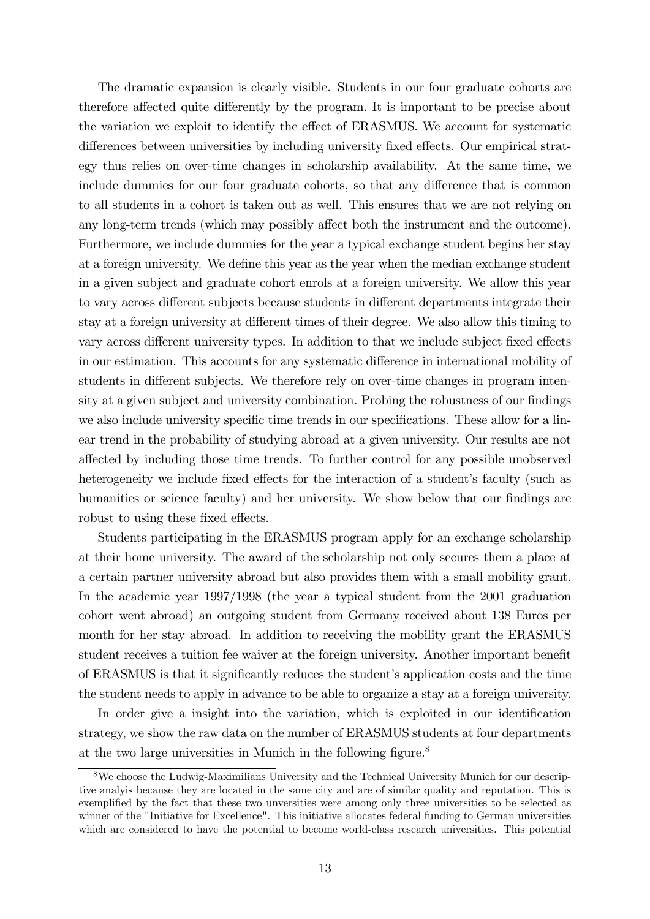The dramatic expansion is clearly visible. Students in our four graduate cohorts are therefore affected quite differently by the program. It is important to be precise about the variation we exploit to identify the effect of ERASMUS. We account for systematic differences between universities by including university fixed effects. Our empirical strategy thus relies on over-time changes in scholarship availability. At the same time, we include dummies for our four graduate cohorts, so that any difference that is common to all students in a cohort is taken out as well. This ensures that we are not relying on any long-term trends (which may possibly affect both the instrument and the outcome). Furthermore, we include dummies for the year a typical exchange student begins her stay at a foreign university. We define this year as the year when the median exchange student in a given subject and graduate cohort enrols at a foreign university. We allow this year to vary across different subjects because students in different departments integrate their stay at a foreign university at different times of their degree. We also allow this timing to vary across different university types. In addition to that we include subject fixed effects in our estimation. This accounts for any systematic difference in international mobility of students in different subjects. We therefore rely on over-time changes in program intensity at a given subject and university combination. Probing the robustness of our findings we also include university specific time trends in our specifications. These allow for a linear trend in the probability of studying abroad at a given university. Our results are not affected by including those time trends. To further control for any possible unobserved heterogeneity we include fixed effects for the interaction of a student's faculty (such as humanities or science faculty) and her university. We show below that our findings are robust to using these fixed effects.

Students participating in the ERASMUS program apply for an exchange scholarship at their home university. The award of the scholarship not only secures them a place at a certain partner university abroad but also provides them with a small mobility grant. In the academic year 1997/1998 (the year a typical student from the 2001 graduation cohort went abroad) an outgoing student from Germany received about 138 Euros per month for her stay abroad. In addition to receiving the mobility grant the ERASMUS student receives a tuition fee waiver at the foreign university. Another important benefit of ERASMUS is that it significantly reduces the student's application costs and the time the student needs to apply in advance to be able to organize a stay at a foreign university.

In order give a insight into the variation, which is exploited in our identification strategy, we show the raw data on the number of ERASMUS students at four departments at the two large universities in Munich in the following figure.[8]

[8] We choose the Ludwig-Maximilians University and the Technical University Munich for our descriptive analyis because they are located in the same city and are of similar quality and reputation. This is exemplified by the fact that these two unversities were among only three universities to be selected as winner of the "Initiative for Excellence". This initiative allocates federal funding to German universities which are considered to have the potential to become world-class research universities. This potential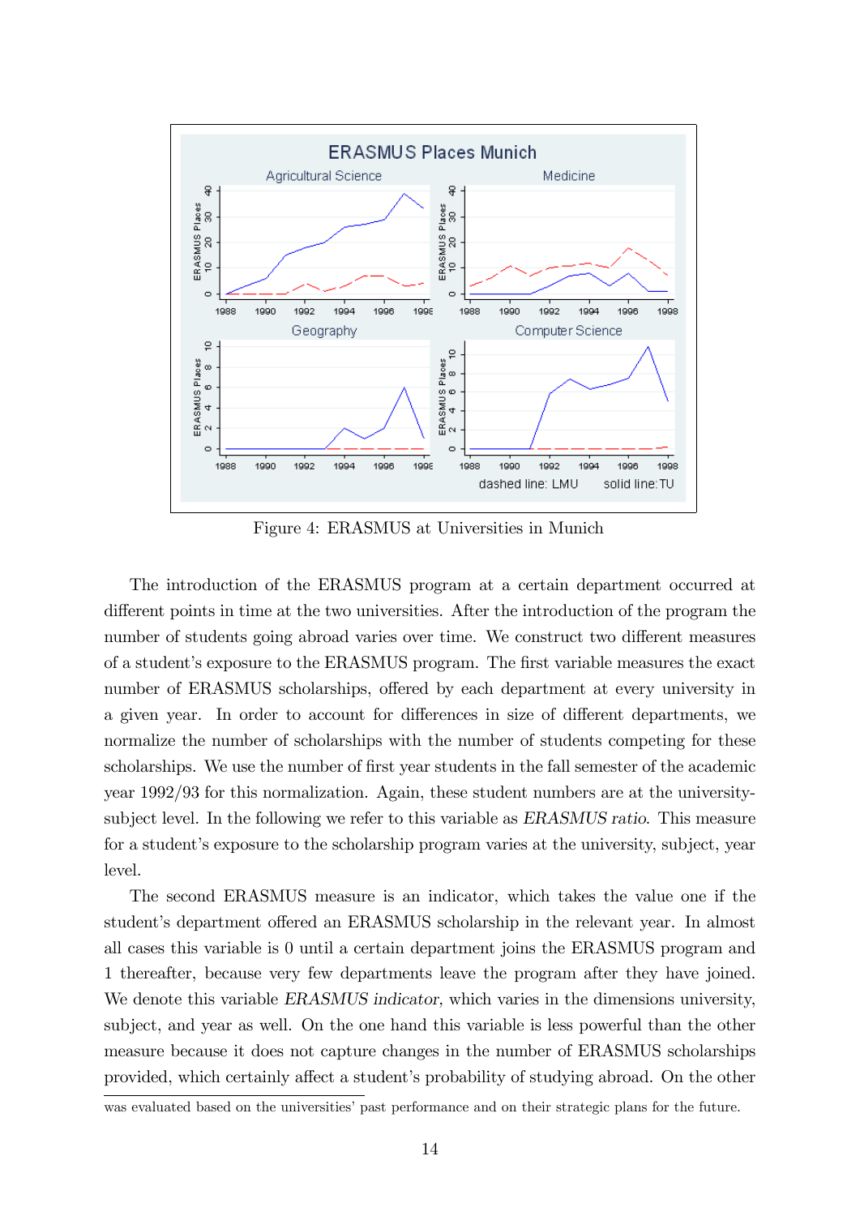Figure 4: ERASMUS at Universities in Munich

The introduction of the ERASMUS program at a certain department occurred at different points in time at the two universities. After the introduction of the program the number of students going abroad varies over time. We construct two different measures of a student's exposure to the ERASMUS program. The first variable measures the exact number of ERASMUS scholarships, offered by each department at every university in a given year. In order to account for differences in size of different departments, we normalize the number of scholarships with the number of students competing for these scholarships. We use the number of first year students in the fall semester of the academic year 1992/93 for this normalization. Again, these student numbers are at the university-subject level. In the following we refer to this variable as *ERASMUS ratio*. This measure for a student's exposure to the scholarship program varies at the university, subject, year level.

The second ERASMUS measure is an indicator, which takes the value one if the student's department offered an ERASMUS scholarship in the relevant year. In almost all cases this variable is 0 until a certain department joins the ERASMUS program and 1 thereafter, because very few departments leave the program after they have joined. We denote this variable *ERASMUS indicator*, which varies in the dimensions university, subject, and year as well. On the one hand this variable is less powerful than the other measure because it does not capture changes in the number of ERASMUS scholarships provided, which certainly affect a student's probability of studying abroad. On the other

was evaluated based on the universities' past performance and on their strategic plans for the future.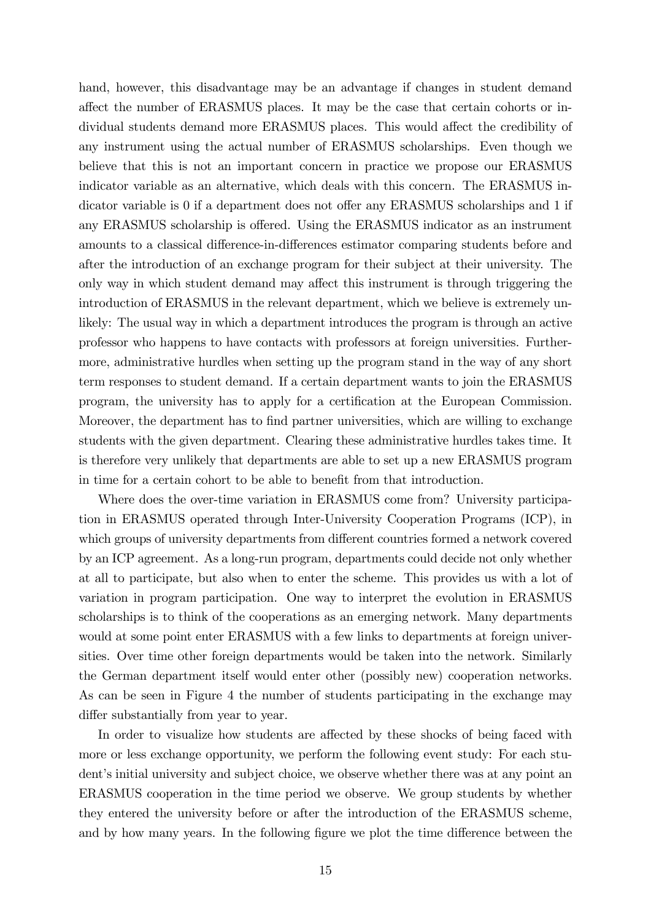hand, however, this disadvantage may be an advantage if changes in student demand affect the number of ERASMUS places. It may be the case that certain cohorts or individual students demand more ERASMUS places. This would affect the credibility of any instrument using the actual number of ERASMUS scholarships. Even though we believe that this is not an important concern in practice we propose our ERASMUS indicator variable as an alternative, which deals with this concern. The ERASMUS indicator variable is 0 if a department does not offer any ERASMUS scholarships and 1 if any ERASMUS scholarship is offered. Using the ERASMUS indicator as an instrument amounts to a classical difference-in-differences estimator comparing students before and after the introduction of an exchange program for their subject at their university. The only way in which student demand may affect this instrument is through triggering the introduction of ERASMUS in the relevant department, which we believe is extremely unlikely: The usual way in which a department introduces the program is through an active professor who happens to have contacts with professors at foreign universities. Furthermore, administrative hurdles when setting up the program stand in the way of any short term responses to student demand. If a certain department wants to join the ERASMUS program, the university has to apply for a certification at the European Commission. Moreover, the department has to find partner universities, which are willing to exchange students with the given department. Clearing these administrative hurdles takes time. It is therefore very unlikely that departments are able to set up a new ERASMUS program in time for a certain cohort to be able to benefit from that introduction.

Where does the over-time variation in ERASMUS come from? University participation in ERASMUS operated through Inter-University Cooperation Programs (ICP), in which groups of university departments from different countries formed a network covered by an ICP agreement. As a long-run program, departments could decide not only whether at all to participate, but also when to enter the scheme. This provides us with a lot of variation in program participation. One way to interpret the evolution in ERASMUS scholarships is to think of the cooperations as an emerging network. Many departments would at some point enter ERASMUS with a few links to departments at foreign universities. Over time other foreign departments would be taken into the network. Similarly the German department itself would enter other (possibly new) cooperation networks. As can be seen in Figure 4 the number of students participating in the exchange may differ substantially from year to year.

In order to visualize how students are affected by these shocks of being faced with more or less exchange opportunity, we perform the following event study: For each student's initial university and subject choice, we observe whether there was at any point an ERASMUS cooperation in the time period we observe. We group students by whether they entered the university before or after the introduction of the ERASMUS scheme, and by how many years. In the following figure we plot the time difference between the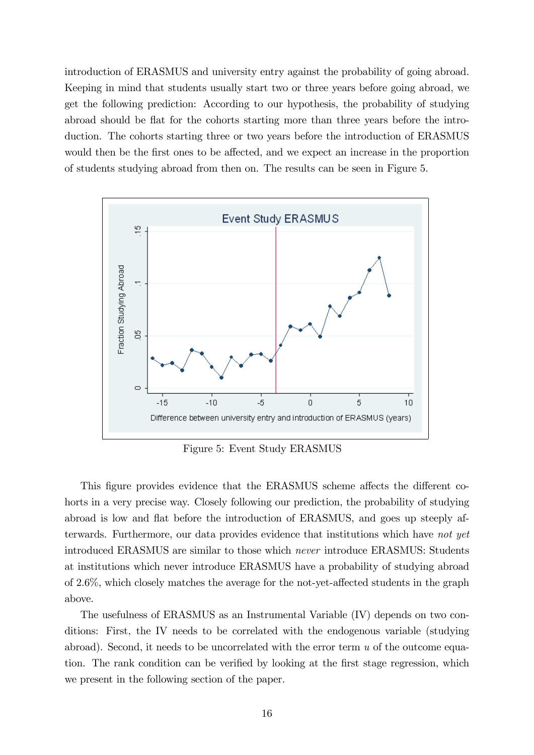introduction of ERASMUS and university entry against the probability of going abroad. Keeping in mind that students usually start two or three years before going abroad, we get the following prediction: According to our hypothesis, the probability of studying abroad should be flat for the cohorts starting more than three years before the introduction. The cohorts starting three or two years before the introduction of ERASMUS would then be the first ones to be affected, and we expect an increase in the proportion of students studying abroad from then on. The results can be seen in Figure 5.

Figure 5: Event Study ERASMUS

This figure provides evidence that the ERASMUS scheme affects the different cohorts in a very precise way. Closely following our prediction, the probability of studying abroad is low and flat before the introduction of ERASMUS, and goes up steeply afterwards. Furthermore, our data provides evidence that institutions which have *not yet* introduced ERASMUS are similar to those which *never* introduce ERASMUS: Students at institutions which never introduce ERASMUS have a probability of studying abroad of 2.6%, which closely matches the average for the not-yet-affected students in the graph above.

The usefulness of ERASMUS as an Instrumental Variable (IV) depends on two conditions: First, the IV needs to be correlated with the endogenous variable (studying abroad). Second, it needs to be uncorrelated with the error term $u$ of the outcome equation. The rank condition can be verified by looking at the first stage regression, which we present in the following section of the paper.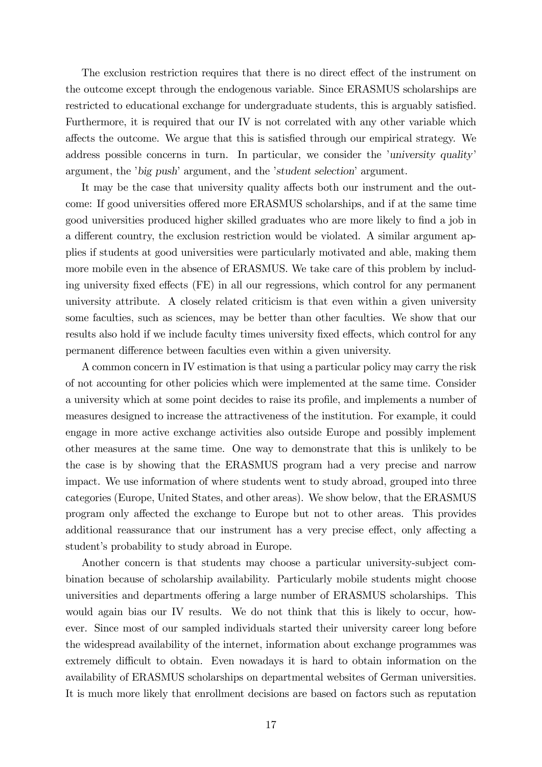The exclusion restriction requires that there is no direct effect of the instrument on the outcome except through the endogenous variable. Since ERASMUS scholarships are restricted to educational exchange for undergraduate students, this is arguably satisfied. Furthermore, it is required that our IV is not correlated with any other variable which affects the outcome. We argue that this is satisfied through our empirical strategy. We address possible concerns in turn. In particular, we consider the '*university quality*' argument, the '*big push*' argument, and the '*student selection*' argument.

It may be the case that university quality affects both our instrument and the outcome: If good universities offered more ERASMUS scholarships, and if at the same time good universities produced higher skilled graduates who are more likely to find a job in a different country, the exclusion restriction would be violated. A similar argument applies if students at good universities were particularly motivated and able, making them more mobile even in the absence of ERASMUS. We take care of this problem by including university fixed effects (FE) in all our regressions, which control for any permanent university attribute. A closely related criticism is that even within a given university some faculties, such as sciences, may be better than other faculties. We show that our results also hold if we include faculty times university fixed effects, which control for any permanent difference between faculties even within a given university.

A common concern in IV estimation is that using a particular policy may carry the risk of not accounting for other policies which were implemented at the same time. Consider a university which at some point decides to raise its profile, and implements a number of measures designed to increase the attractiveness of the institution. For example, it could engage in more active exchange activities also outside Europe and possibly implement other measures at the same time. One way to demonstrate that this is unlikely to be the case is by showing that the ERASMUS program had a very precise and narrow impact. We use information of where students went to study abroad, grouped into three categories (Europe, United States, and other areas). We show below, that the ERASMUS program only affected the exchange to Europe but not to other areas. This provides additional reassurance that our instrument has a very precise effect, only affecting a student's probability to study abroad in Europe.

Another concern is that students may choose a particular university-subject combination because of scholarship availability. Particularly mobile students might choose universities and departments offering a large number of ERASMUS scholarships. This would again bias our IV results. We do not think that this is likely to occur, however. Since most of our sampled individuals started their university career long before the widespread availability of the internet, information about exchange programmes was extremely difficult to obtain. Even nowadays it is hard to obtain information on the availability of ERASMUS scholarships on departmental websites of German universities. It is much more likely that enrollment decisions are based on factors such as reputation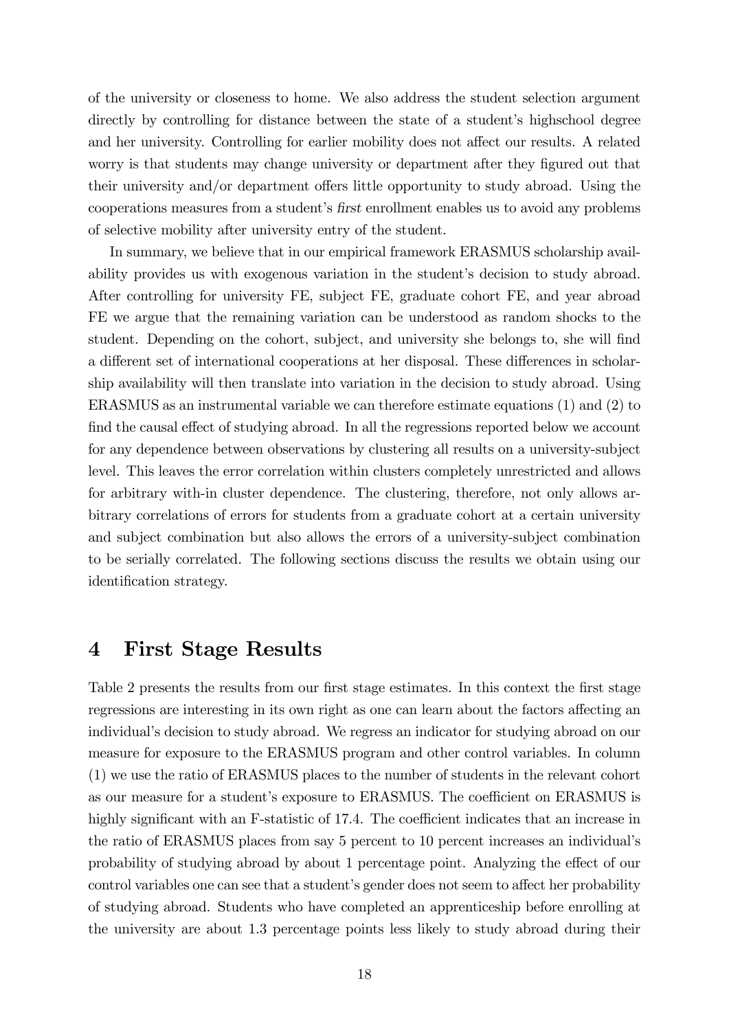of the university or closeness to home. We also address the student selection argument directly by controlling for distance between the state of a student's highschool degree and her university. Controlling for earlier mobility does not affect our results. A related worry is that students may change university or department after they figured out that their university and/or department offers little opportunity to study abroad. Using the cooperations measures from a student's *first* enrollment enables us to avoid any problems of selective mobility after university entry of the student.

In summary, we believe that in our empirical framework ERASMUS scholarship availability provides us with exogenous variation in the student's decision to study abroad. After controlling for university FE, subject FE, graduate cohort FE, and year abroad FE we argue that the remaining variation can be understood as random shocks to the student. Depending on the cohort, subject, and university she belongs to, she will find a different set of international cooperations at her disposal. These differences in scholarship availability will then translate into variation in the decision to study abroad. Using ERASMUS as an instrumental variable we can therefore estimate equations (1) and (2) to find the causal effect of studying abroad. In all the regressions reported below we account for any dependence between observations by clustering all results on a university-subject level. This leaves the error correlation within clusters completely unrestricted and allows for arbitrary with-in cluster dependence. The clustering, therefore, not only allows arbitrary correlations of errors for students from a graduate cohort at a certain university and subject combination but also allows the errors of a university-subject combination to be serially correlated. The following sections discuss the results we obtain using our identification strategy.

# 4 First Stage Results

Table 2 presents the results from our first stage estimates. In this context the first stage regressions are interesting in its own right as one can learn about the factors affecting an individual's decision to study abroad. We regress an indicator for studying abroad on our measure for exposure to the ERASMUS program and other control variables. In column (1) we use the ratio of ERASMUS places to the number of students in the relevant cohort as our measure for a student's exposure to ERASMUS. The coefficient on ERASMUS is highly significant with an F-statistic of 17.4. The coefficient indicates that an increase in the ratio of ERASMUS places from say 5 percent to 10 percent increases an individual's probability of studying abroad by about 1 percentage point. Analyzing the effect of our control variables one can see that a student's gender does not seem to affect her probability of studying abroad. Students who have completed an apprenticeship before enrolling at the university are about 1.3 percentage points less likely to study abroad during their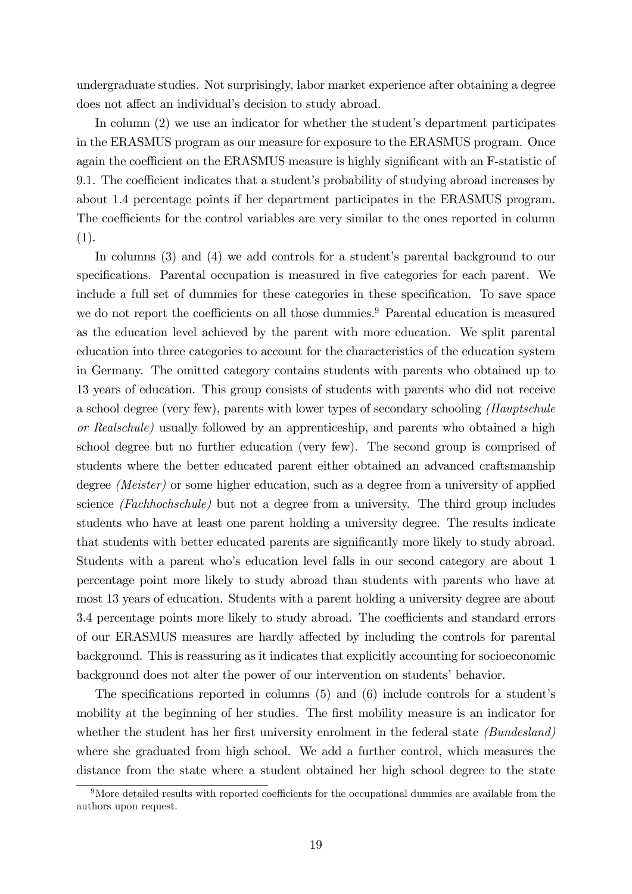undergraduate studies. Not surprisingly, labor market experience after obtaining a degree does not affect an individual's decision to study abroad.

In column (2) we use an indicator for whether the student's department participates in the ERASMUS program as our measure for exposure to the ERASMUS program. Once again the coefficient on the ERASMUS measure is highly significant with an F-statistic of 9.1. The coefficient indicates that a student's probability of studying abroad increases by about 1.4 percentage points if her department participates in the ERASMUS program. The coefficients for the control variables are very similar to the ones reported in column (1).

In columns (3) and (4) we add controls for a student's parental background to our specifications. Parental occupation is measured in five categories for each parent. We include a full set of dummies for these categories in these specification. To save space we do not report the coefficients on all those dummies.[9] Parental education is measured as the education level achieved by the parent with more education. We split parental education into three categories to account for the characteristics of the education system in Germany. The omitted category contains students with parents who obtained up to 13 years of education. This group consists of students with parents who did not receive a school degree (very few), parents with lower types of secondary schooling *(Hauptschule or Realschule)* usually followed by an apprenticeship, and parents who obtained a high school degree but no further education (very few). The second group is comprised of students where the better educated parent either obtained an advanced craftsmanship degree *(Meister)* or some higher education, such as a degree from a university of applied science *(Fachhochschule)* but not a degree from a university. The third group includes students who have at least one parent holding a university degree. The results indicate that students with better educated parents are significantly more likely to study abroad. Students with a parent who's education level falls in our second category are about 1 percentage point more likely to study abroad than students with parents who have at most 13 years of education. Students with a parent holding a university degree are about 3.4 percentage points more likely to study abroad. The coefficients and standard errors of our ERASMUS measures are hardly affected by including the controls for parental background. This is reassuring as it indicates that explicitly accounting for socioeconomic background does not alter the power of our intervention on students' behavior.

The specifications reported in columns (5) and (6) include controls for a student's mobility at the beginning of her studies. The first mobility measure is an indicator for whether the student has her first university enrolment in the federal state *(Bundesland)* where she graduated from high school. We add a further control, which measures the distance from the state where a student obtained her high school degree to the state

[9]More detailed results with reported coefficients for the occupational dummies are available from the authors upon request.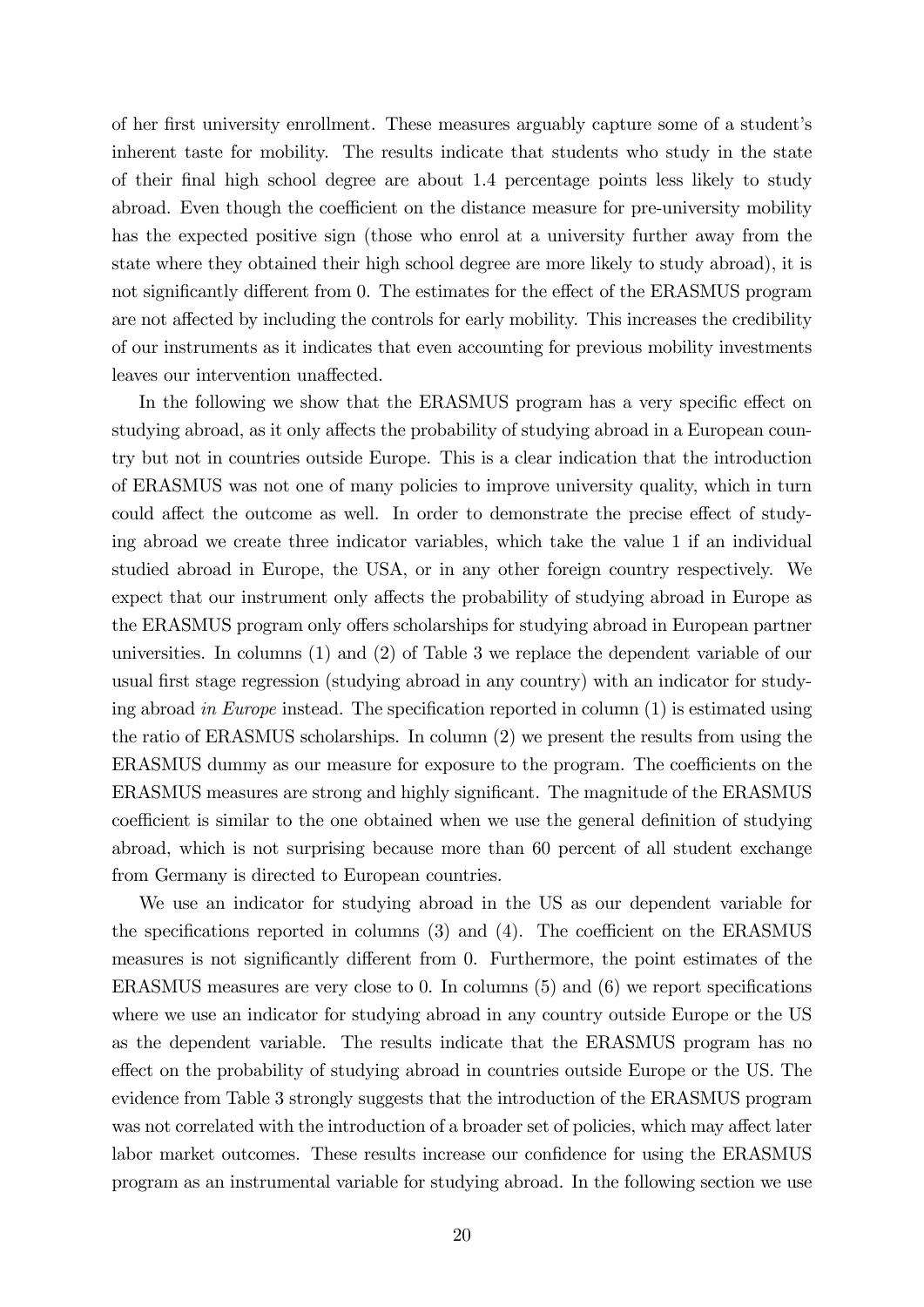of her first university enrollment. These measures arguably capture some of a student's inherent taste for mobility. The results indicate that students who study in the state of their final high school degree are about 1.4 percentage points less likely to study abroad. Even though the coefficient on the distance measure for pre-university mobility has the expected positive sign (those who enrol at a university further away from the state where they obtained their high school degree are more likely to study abroad), it is not significantly different from 0. The estimates for the effect of the ERASMUS program are not affected by including the controls for early mobility. This increases the credibility of our instruments as it indicates that even accounting for previous mobility investments leaves our intervention unaffected.

In the following we show that the ERASMUS program has a very specific effect on studying abroad, as it only affects the probability of studying abroad in a European country but not in countries outside Europe. This is a clear indication that the introduction of ERASMUS was not one of many policies to improve university quality, which in turn could affect the outcome as well. In order to demonstrate the precise effect of studying abroad we create three indicator variables, which take the value 1 if an individual studied abroad in Europe, the USA, or in any other foreign country respectively. We expect that our instrument only affects the probability of studying abroad in Europe as the ERASMUS program only offers scholarships for studying abroad in European partner universities. In columns (1) and (2) of Table 3 we replace the dependent variable of our usual first stage regression (studying abroad in any country) with an indicator for studying abroad *in Europe* instead. The specification reported in column (1) is estimated using the ratio of ERASMUS scholarships. In column (2) we present the results from using the ERASMUS dummy as our measure for exposure to the program. The coefficients on the ERASMUS measures are strong and highly significant. The magnitude of the ERASMUS coefficient is similar to the one obtained when we use the general definition of studying abroad, which is not surprising because more than 60 percent of all student exchange from Germany is directed to European countries.

We use an indicator for studying abroad in the US as our dependent variable for the specifications reported in columns (3) and (4). The coefficient on the ERASMUS measures is not significantly different from 0. Furthermore, the point estimates of the ERASMUS measures are very close to 0. In columns (5) and (6) we report specifications where we use an indicator for studying abroad in any country outside Europe or the US as the dependent variable. The results indicate that the ERASMUS program has no effect on the probability of studying abroad in countries outside Europe or the US. The evidence from Table 3 strongly suggests that the introduction of the ERASMUS program was not correlated with the introduction of a broader set of policies, which may affect later labor market outcomes. These results increase our confidence for using the ERASMUS program as an instrumental variable for studying abroad. In the following section we use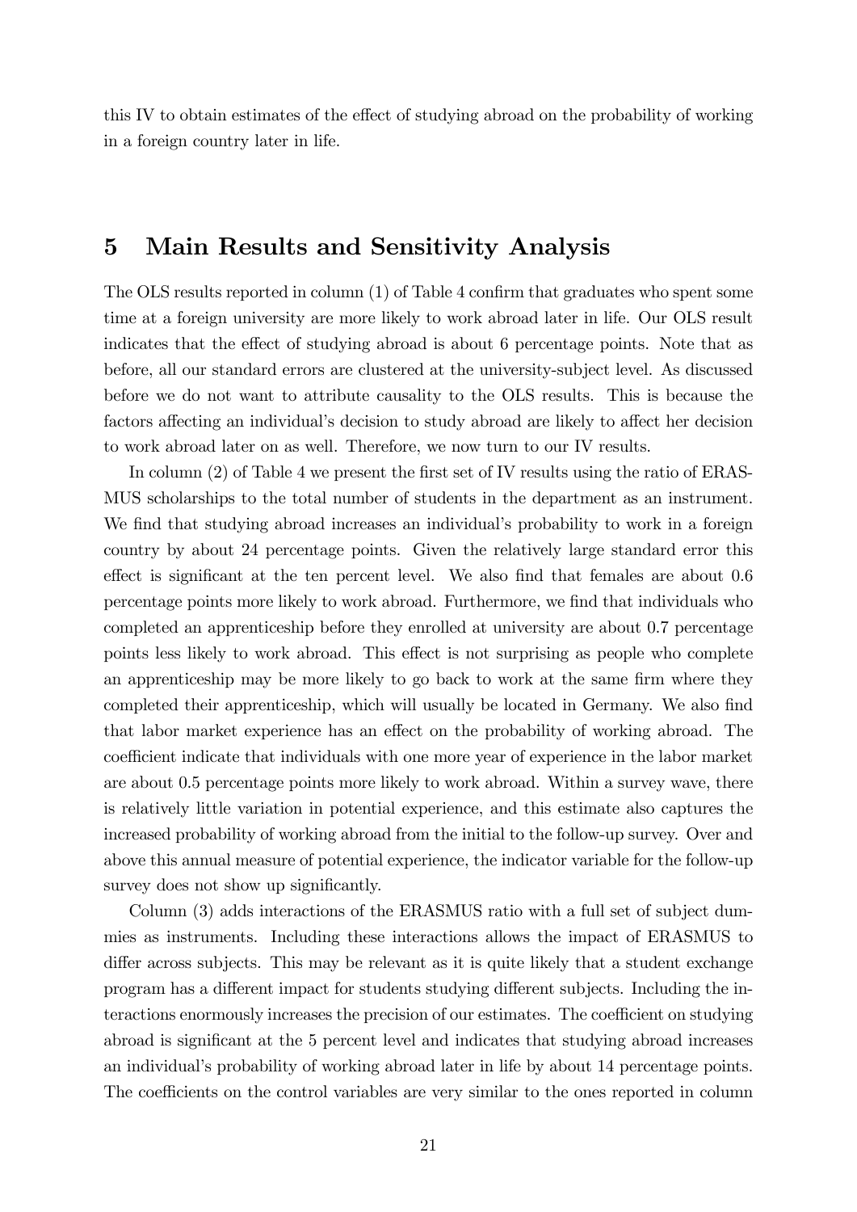this IV to obtain estimates of the effect of studying abroad on the probability of working in a foreign country later in life.

# 5 Main Results and Sensitivity Analysis

The OLS results reported in column (1) of Table 4 confirm that graduates who spent some time at a foreign university are more likely to work abroad later in life. Our OLS result indicates that the effect of studying abroad is about 6 percentage points. Note that as before, all our standard errors are clustered at the university-subject level. As discussed before we do not want to attribute causality to the OLS results. This is because the factors affecting an individual's decision to study abroad are likely to affect her decision to work abroad later on as well. Therefore, we now turn to our IV results.

In column (2) of Table 4 we present the first set of IV results using the ratio of ERASMUS scholarships to the total number of students in the department as an instrument. We find that studying abroad increases an individual's probability to work in a foreign country by about 24 percentage points. Given the relatively large standard error this effect is significant at the ten percent level. We also find that females are about 0.6 percentage points more likely to work abroad. Furthermore, we find that individuals who completed an apprenticeship before they enrolled at university are about 0.7 percentage points less likely to work abroad. This effect is not surprising as people who complete an apprenticeship may be more likely to go back to work at the same firm where they completed their apprenticeship, which will usually be located in Germany. We also find that labor market experience has an effect on the probability of working abroad. The coefficient indicate that individuals with one more year of experience in the labor market are about 0.5 percentage points more likely to work abroad. Within a survey wave, there is relatively little variation in potential experience, and this estimate also captures the increased probability of working abroad from the initial to the follow-up survey. Over and above this annual measure of potential experience, the indicator variable for the follow-up survey does not show up significantly.

Column (3) adds interactions of the ERASMUS ratio with a full set of subject dummies as instruments. Including these interactions allows the impact of ERASMUS to differ across subjects. This may be relevant as it is quite likely that a student exchange program has a different impact for students studying different subjects. Including the interactions enormously increases the precision of our estimates. The coefficient on studying abroad is significant at the 5 percent level and indicates that studying abroad increases an individual's probability of working abroad later in life by about 14 percentage points. The coefficients on the control variables are very similar to the ones reported in column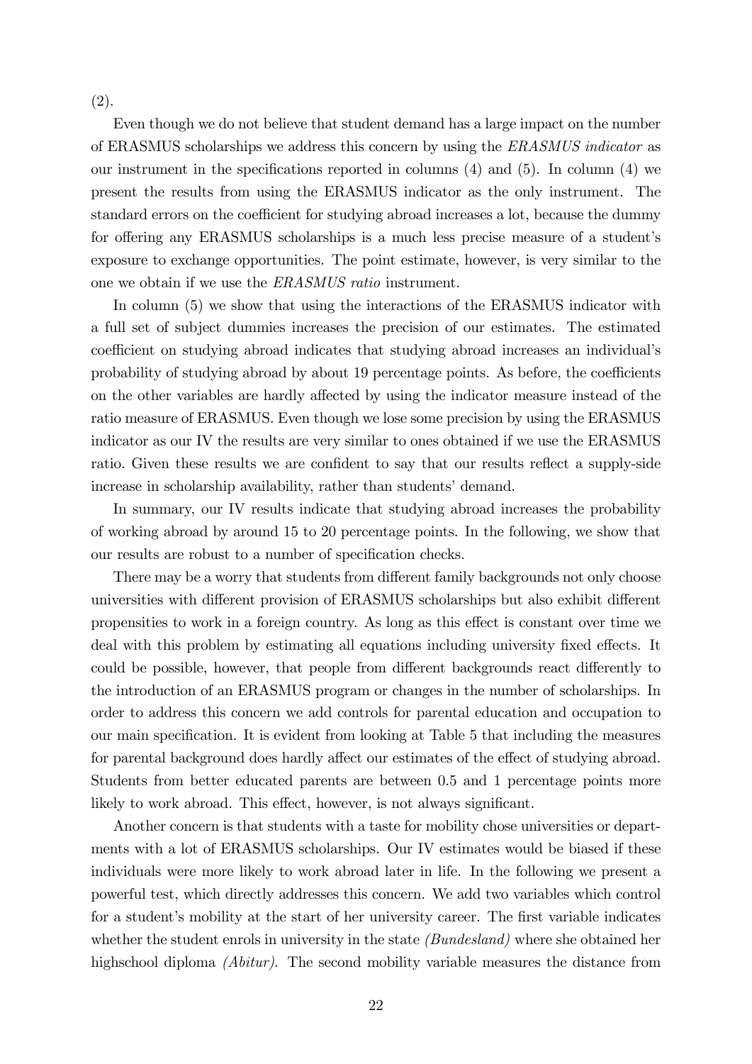(2).

Even though we do not believe that student demand has a large impact on the number of ERASMUS scholarships we address this concern by using the *ERASMUS indicator* as our instrument in the specifications reported in columns (4) and (5). In column (4) we present the results from using the ERASMUS indicator as the only instrument. The standard errors on the coefficient for studying abroad increases a lot, because the dummy for offering any ERASMUS scholarships is a much less precise measure of a student's exposure to exchange opportunities. The point estimate, however, is very similar to the one we obtain if we use the *ERASMUS ratio* instrument.

In column (5) we show that using the interactions of the ERASMUS indicator with a full set of subject dummies increases the precision of our estimates. The estimated coefficient on studying abroad indicates that studying abroad increases an individual's probability of studying abroad by about 19 percentage points. As before, the coefficients on the other variables are hardly affected by using the indicator measure instead of the ratio measure of ERASMUS. Even though we lose some precision by using the ERASMUS indicator as our IV the results are very similar to ones obtained if we use the ERASMUS ratio. Given these results we are confident to say that our results reflect a supply-side increase in scholarship availability, rather than students' demand.

In summary, our IV results indicate that studying abroad increases the probability of working abroad by around 15 to 20 percentage points. In the following, we show that our results are robust to a number of specification checks.

There may be a worry that students from different family backgrounds not only choose universities with different provision of ERASMUS scholarships but also exhibit different propensities to work in a foreign country. As long as this effect is constant over time we deal with this problem by estimating all equations including university fixed effects. It could be possible, however, that people from different backgrounds react differently to the introduction of an ERASMUS program or changes in the number of scholarships. In order to address this concern we add controls for parental education and occupation to our main specification. It is evident from looking at Table 5 that including the measures for parental background does hardly affect our estimates of the effect of studying abroad. Students from better educated parents are between 0.5 and 1 percentage points more likely to work abroad. This effect, however, is not always significant.

Another concern is that students with a taste for mobility chose universities or departments with a lot of ERASMUS scholarships. Our IV estimates would be biased if these individuals were more likely to work abroad later in life. In the following we present a powerful test, which directly addresses this concern. We add two variables which control for a student's mobility at the start of her university career. The first variable indicates whether the student enrols in university in the state *(Bundesland)* where she obtained her highschool diploma *(Abitur)*. The second mobility variable measures the distance from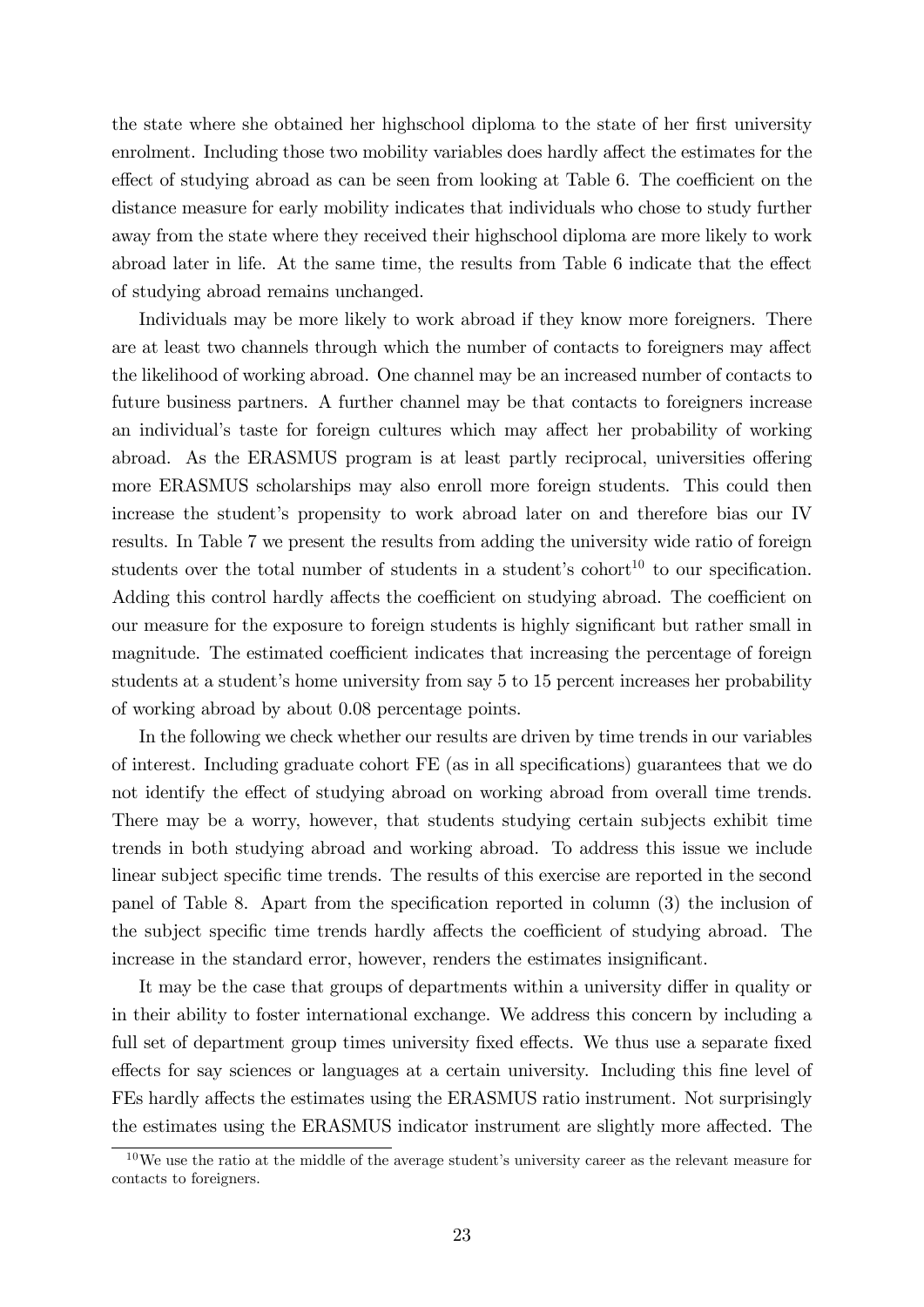the state where she obtained her highschool diploma to the state of her first university enrolment. Including those two mobility variables does hardly affect the estimates for the effect of studying abroad as can be seen from looking at Table 6. The coefficient on the distance measure for early mobility indicates that individuals who chose to study further away from the state where they received their highschool diploma are more likely to work abroad later in life. At the same time, the results from Table 6 indicate that the effect of studying abroad remains unchanged.

Individuals may be more likely to work abroad if they know more foreigners. There are at least two channels through which the number of contacts to foreigners may affect the likelihood of working abroad. One channel may be an increased number of contacts to future business partners. A further channel may be that contacts to foreigners increase an individual's taste for foreign cultures which may affect her probability of working abroad. As the ERASMUS program is at least partly reciprocal, universities offering more ERASMUS scholarships may also enroll more foreign students. This could then increase the student's propensity to work abroad later on and therefore bias our IV results. In Table 7 we present the results from adding the university wide ratio of foreign students over the total number of students in a student's cohort[10] to our specification. Adding this control hardly affects the coefficient on studying abroad. The coefficient on our measure for the exposure to foreign students is highly significant but rather small in magnitude. The estimated coefficient indicates that increasing the percentage of foreign students at a student's home university from say 5 to 15 percent increases her probability of working abroad by about 0.08 percentage points.

In the following we check whether our results are driven by time trends in our variables of interest. Including graduate cohort FE (as in all specifications) guarantees that we do not identify the effect of studying abroad on working abroad from overall time trends. There may be a worry, however, that students studying certain subjects exhibit time trends in both studying abroad and working abroad. To address this issue we include linear subject specific time trends. The results of this exercise are reported in the second panel of Table 8. Apart from the specification reported in column (3) the inclusion of the subject specific time trends hardly affects the coefficient of studying abroad. The increase in the standard error, however, renders the estimates insignificant.

It may be the case that groups of departments within a university differ in quality or in their ability to foster international exchange. We address this concern by including a full set of department group times university fixed effects. We thus use a separate fixed effects for say sciences or languages at a certain university. Including this fine level of FEs hardly affects the estimates using the ERASMUS ratio instrument. Not surprisingly the estimates using the ERASMUS indicator instrument are slightly more affected. The

[10] We use the ratio at the middle of the average student's university career as the relevant measure for contacts to foreigners.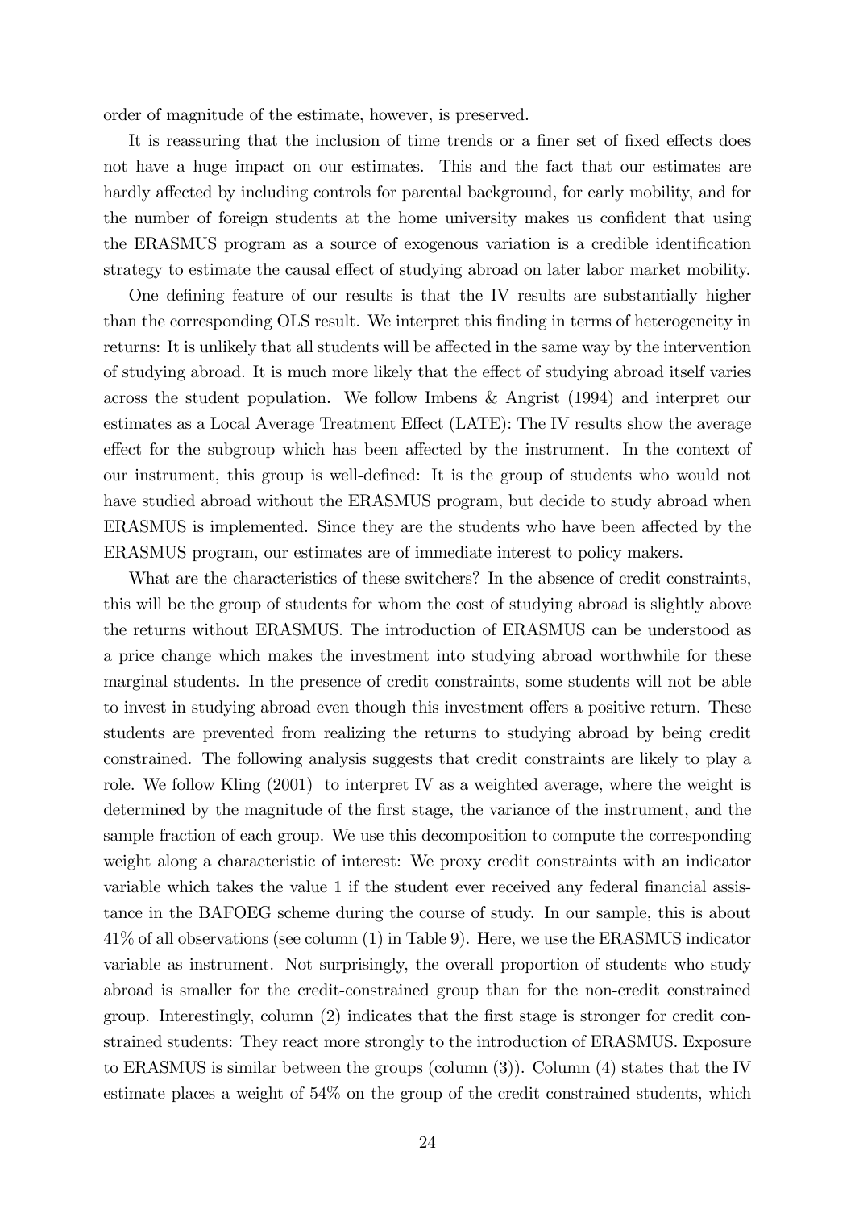order of magnitude of the estimate, however, is preserved.

It is reassuring that the inclusion of time trends or a finer set of fixed effects does not have a huge impact on our estimates. This and the fact that our estimates are hardly affected by including controls for parental background, for early mobility, and for the number of foreign students at the home university makes us confident that using the ERASMUS program as a source of exogenous variation is a credible identification strategy to estimate the causal effect of studying abroad on later labor market mobility.

One defining feature of our results is that the IV results are substantially higher than the corresponding OLS result. We interpret this finding in terms of heterogeneity in returns: It is unlikely that all students will be affected in the same way by the intervention of studying abroad. It is much more likely that the effect of studying abroad itself varies across the student population. We follow Imbens & Angrist (1994) and interpret our estimates as a Local Average Treatment Effect (LATE): The IV results show the average effect for the subgroup which has been affected by the instrument. In the context of our instrument, this group is well-defined: It is the group of students who would not have studied abroad without the ERASMUS program, but decide to study abroad when ERASMUS is implemented. Since they are the students who have been affected by the ERASMUS program, our estimates are of immediate interest to policy makers.

What are the characteristics of these switchers? In the absence of credit constraints, this will be the group of students for whom the cost of studying abroad is slightly above the returns without ERASMUS. The introduction of ERASMUS can be understood as a price change which makes the investment into studying abroad worthwhile for these marginal students. In the presence of credit constraints, some students will not be able to invest in studying abroad even though this investment offers a positive return. These students are prevented from realizing the returns to studying abroad by being credit constrained. The following analysis suggests that credit constraints are likely to play a role. We follow Kling (2001) to interpret IV as a weighted average, where the weight is determined by the magnitude of the first stage, the variance of the instrument, and the sample fraction of each group. We use this decomposition to compute the corresponding weight along a characteristic of interest: We proxy credit constraints with an indicator variable which takes the value 1 if the student ever received any federal financial assistance in the BAFOEG scheme during the course of study. In our sample, this is about 41% of all observations (see column (1) in Table 9). Here, we use the ERASMUS indicator variable as instrument. Not surprisingly, the overall proportion of students who study abroad is smaller for the credit-constrained group than for the non-credit constrained group. Interestingly, column (2) indicates that the first stage is stronger for credit constrained students: They react more strongly to the introduction of ERASMUS. Exposure to ERASMUS is similar between the groups (column (3)). Column (4) states that the IV estimate places a weight of 54% on the group of the credit constrained students, which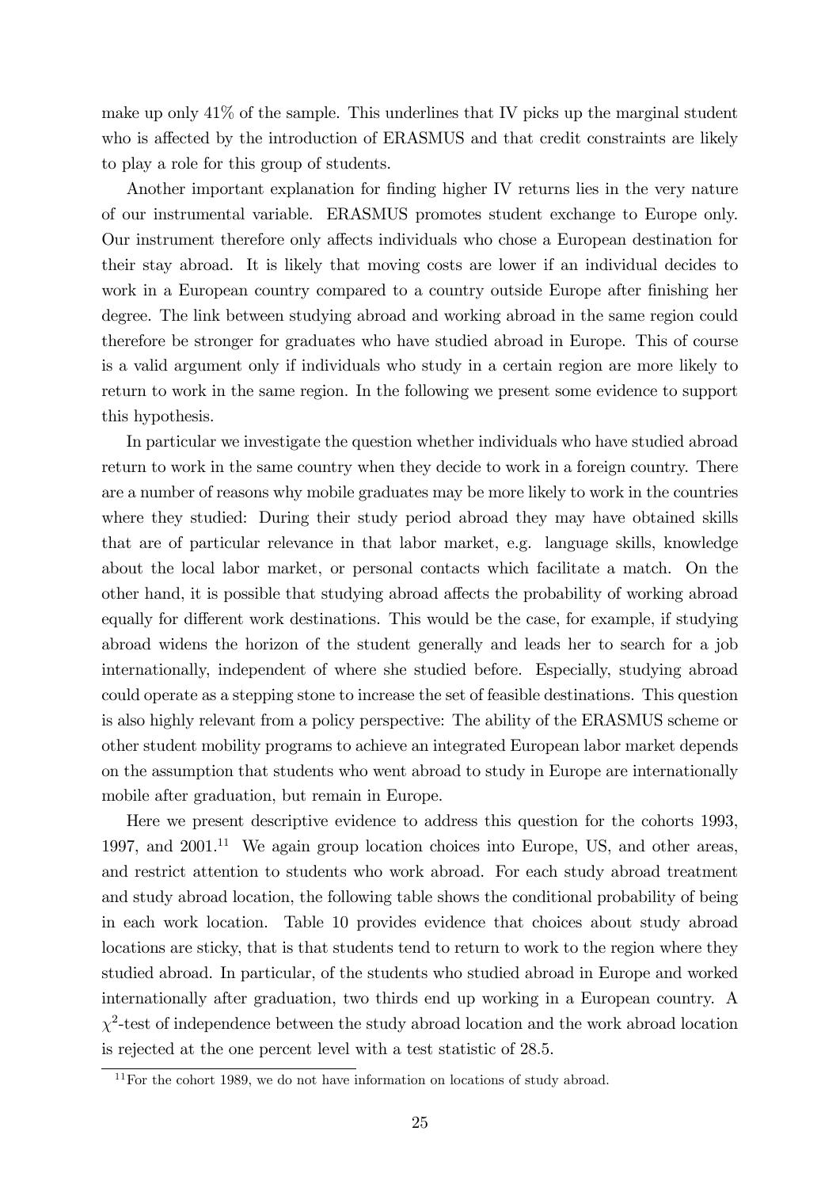make up only 41% of the sample. This underlines that IV picks up the marginal student who is affected by the introduction of ERASMUS and that credit constraints are likely to play a role for this group of students.

Another important explanation for finding higher IV returns lies in the very nature of our instrumental variable. ERASMUS promotes student exchange to Europe only. Our instrument therefore only affects individuals who chose a European destination for their stay abroad. It is likely that moving costs are lower if an individual decides to work in a European country compared to a country outside Europe after finishing her degree. The link between studying abroad and working abroad in the same region could therefore be stronger for graduates who have studied abroad in Europe. This of course is a valid argument only if individuals who study in a certain region are more likely to return to work in the same region. In the following we present some evidence to support this hypothesis.

In particular we investigate the question whether individuals who have studied abroad return to work in the same country when they decide to work in a foreign country. There are a number of reasons why mobile graduates may be more likely to work in the countries where they studied: During their study period abroad they may have obtained skills that are of particular relevance in that labor market, e.g. language skills, knowledge about the local labor market, or personal contacts which facilitate a match. On the other hand, it is possible that studying abroad affects the probability of working abroad equally for different work destinations. This would be the case, for example, if studying abroad widens the horizon of the student generally and leads her to search for a job internationally, independent of where she studied before. Especially, studying abroad could operate as a stepping stone to increase the set of feasible destinations. This question is also highly relevant from a policy perspective: The ability of the ERASMUS scheme or other student mobility programs to achieve an integrated European labor market depends on the assumption that students who went abroad to study in Europe are internationally mobile after graduation, but remain in Europe.

Here we present descriptive evidence to address this question for the cohorts 1993, 1997, and 2001.[11] We again group location choices into Europe, US, and other areas, and restrict attention to students who work abroad. For each study abroad treatment and study abroad location, the following table shows the conditional probability of being in each work location. Table 10 provides evidence that choices about study abroad locations are sticky, that is that students tend to return to work to the region where they studied abroad. In particular, of the students who studied abroad in Europe and worked internationally after graduation, two thirds end up working in a European country. A $\chi^2$-test of independence between the study abroad location and the work abroad location is rejected at the one percent level with a test statistic of 28.5.

[11] For the cohort 1989, we do not have information on locations of study abroad.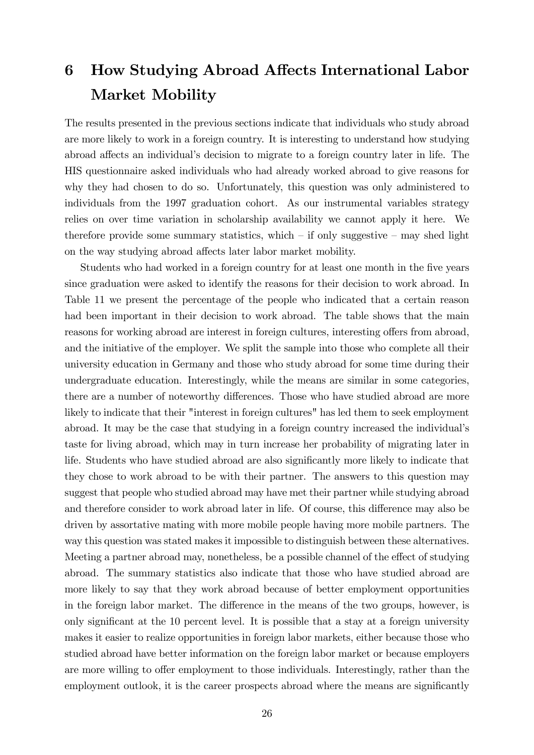# 6 How Studying Abroad Affects International Labor Market Mobility

The results presented in the previous sections indicate that individuals who study abroad are more likely to work in a foreign country. It is interesting to understand how studying abroad affects an individual's decision to migrate to a foreign country later in life. The HIS questionnaire asked individuals who had already worked abroad to give reasons for why they had chosen to do so. Unfortunately, this question was only administered to individuals from the 1997 graduation cohort. As our instrumental variables strategy relies on over time variation in scholarship availability we cannot apply it here. We therefore provide some summary statistics, which – if only suggestive – may shed light on the way studying abroad affects later labor market mobility.

Students who had worked in a foreign country for at least one month in the five years since graduation were asked to identify the reasons for their decision to work abroad. In Table 11 we present the percentage of the people who indicated that a certain reason had been important in their decision to work abroad. The table shows that the main reasons for working abroad are interest in foreign cultures, interesting offers from abroad, and the initiative of the employer. We split the sample into those who complete all their university education in Germany and those who study abroad for some time during their undergraduate education. Interestingly, while the means are similar in some categories, there are a number of noteworthy differences. Those who have studied abroad are more likely to indicate that their "interest in foreign cultures" has led them to seek employment abroad. It may be the case that studying in a foreign country increased the individual's taste for living abroad, which may in turn increase her probability of migrating later in life. Students who have studied abroad are also significantly more likely to indicate that they chose to work abroad to be with their partner. The answers to this question may suggest that people who studied abroad may have met their partner while studying abroad and therefore consider to work abroad later in life. Of course, this difference may also be driven by assortative mating with more mobile people having more mobile partners. The way this question was stated makes it impossible to distinguish between these alternatives. Meeting a partner abroad may, nonetheless, be a possible channel of the effect of studying abroad. The summary statistics also indicate that those who have studied abroad are more likely to say that they work abroad because of better employment opportunities in the foreign labor market. The difference in the means of the two groups, however, is only significant at the 10 percent level. It is possible that a stay at a foreign university makes it easier to realize opportunities in foreign labor markets, either because those who studied abroad have better information on the foreign labor market or because employers are more willing to offer employment to those individuals. Interestingly, rather than the employment outlook, it is the career prospects abroad where the means are significantly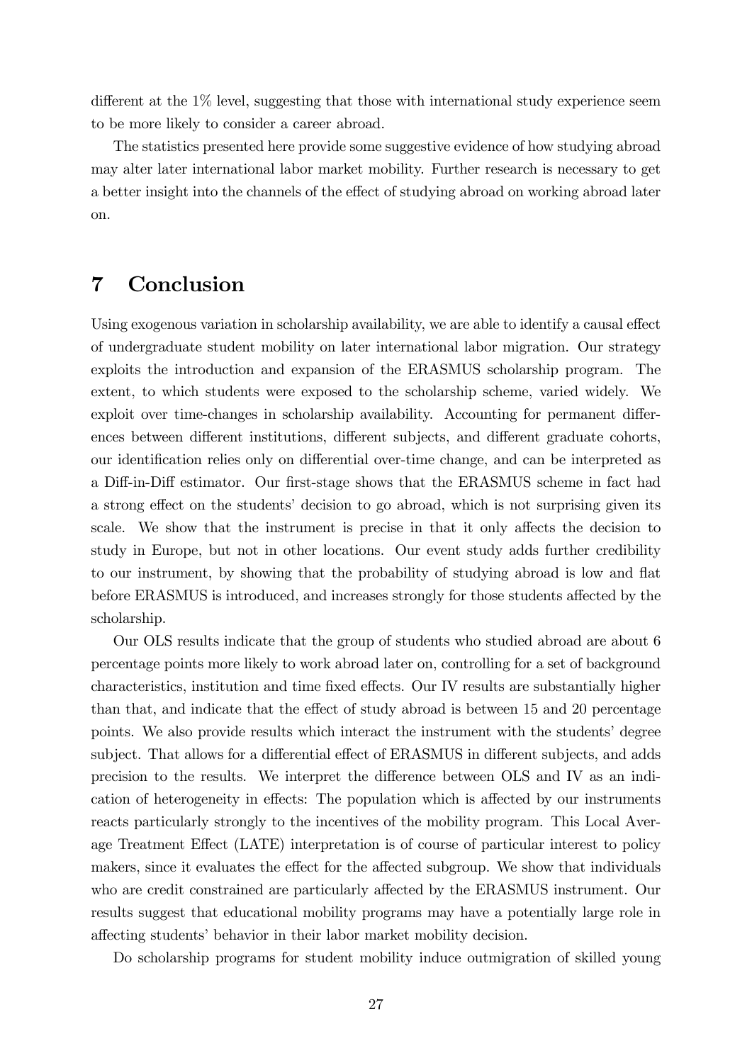different at the 1% level, suggesting that those with international study experience seem to be more likely to consider a career abroad.

The statistics presented here provide some suggestive evidence of how studying abroad may alter later international labor market mobility. Further research is necessary to get a better insight into the channels of the effect of studying abroad on working abroad later on.

# 7 Conclusion

Using exogenous variation in scholarship availability, we are able to identify a causal effect of undergraduate student mobility on later international labor migration. Our strategy exploits the introduction and expansion of the ERASMUS scholarship program. The extent, to which students were exposed to the scholarship scheme, varied widely. We exploit over time-changes in scholarship availability. Accounting for permanent differences between different institutions, different subjects, and different graduate cohorts, our identification relies only on differential over-time change, and can be interpreted as a Diff-in-Diff estimator. Our first-stage shows that the ERASMUS scheme in fact had a strong effect on the students' decision to go abroad, which is not surprising given its scale. We show that the instrument is precise in that it only affects the decision to study in Europe, but not in other locations. Our event study adds further credibility to our instrument, by showing that the probability of studying abroad is low and flat before ERASMUS is introduced, and increases strongly for those students affected by the scholarship.

Our OLS results indicate that the group of students who studied abroad are about 6 percentage points more likely to work abroad later on, controlling for a set of background characteristics, institution and time fixed effects. Our IV results are substantially higher than that, and indicate that the effect of study abroad is between 15 and 20 percentage points. We also provide results which interact the instrument with the students' degree subject. That allows for a differential effect of ERASMUS in different subjects, and adds precision to the results. We interpret the difference between OLS and IV as an indication of heterogeneity in effects: The population which is affected by our instruments reacts particularly strongly to the incentives of the mobility program. This Local Average Treatment Effect (LATE) interpretation is of course of particular interest to policy makers, since it evaluates the effect for the affected subgroup. We show that individuals who are credit constrained are particularly affected by the ERASMUS instrument. Our results suggest that educational mobility programs may have a potentially large role in affecting students' behavior in their labor market mobility decision.

Do scholarship programs for student mobility induce outmigration of skilled young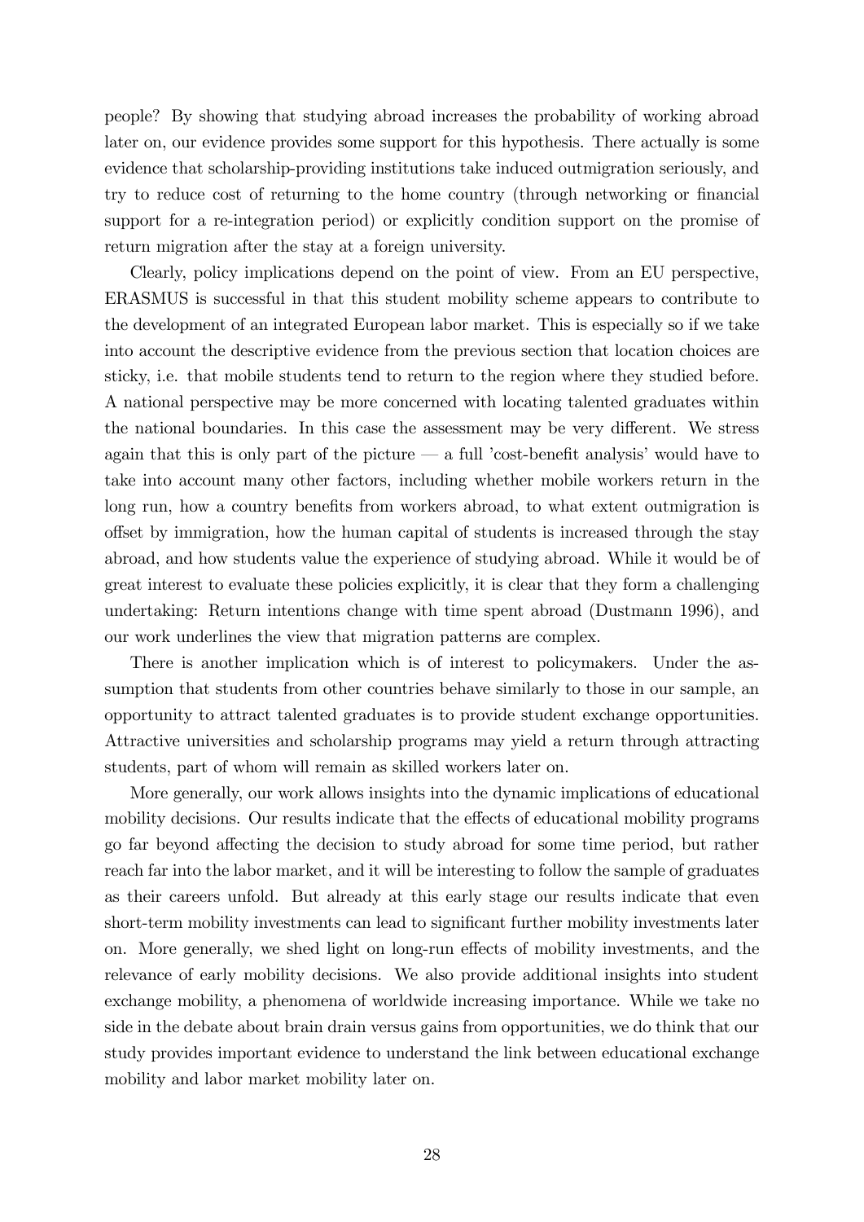people? By showing that studying abroad increases the probability of working abroad later on, our evidence provides some support for this hypothesis. There actually is some evidence that scholarship-providing institutions take induced outmigration seriously, and try to reduce cost of returning to the home country (through networking or financial support for a re-integration period) or explicitly condition support on the promise of return migration after the stay at a foreign university.

Clearly, policy implications depend on the point of view. From an EU perspective, ERASMUS is successful in that this student mobility scheme appears to contribute to the development of an integrated European labor market. This is especially so if we take into account the descriptive evidence from the previous section that location choices are sticky, i.e. that mobile students tend to return to the region where they studied before. A national perspective may be more concerned with locating talented graduates within the national boundaries. In this case the assessment may be very different. We stress again that this is only part of the picture — a full 'cost-benefit analysis' would have to take into account many other factors, including whether mobile workers return in the long run, how a country benefits from workers abroad, to what extent outmigration is offset by immigration, how the human capital of students is increased through the stay abroad, and how students value the experience of studying abroad. While it would be of great interest to evaluate these policies explicitly, it is clear that they form a challenging undertaking: Return intentions change with time spent abroad (Dustmann 1996), and our work underlines the view that migration patterns are complex.

There is another implication which is of interest to policymakers. Under the assumption that students from other countries behave similarly to those in our sample, an opportunity to attract talented graduates is to provide student exchange opportunities. Attractive universities and scholarship programs may yield a return through attracting students, part of whom will remain as skilled workers later on.

More generally, our work allows insights into the dynamic implications of educational mobility decisions. Our results indicate that the effects of educational mobility programs go far beyond affecting the decision to study abroad for some time period, but rather reach far into the labor market, and it will be interesting to follow the sample of graduates as their careers unfold. But already at this early stage our results indicate that even short-term mobility investments can lead to significant further mobility investments later on. More generally, we shed light on long-run effects of mobility investments, and the relevance of early mobility decisions. We also provide additional insights into student exchange mobility, a phenomena of worldwide increasing importance. While we take no side in the debate about brain drain versus gains from opportunities, we do think that our study provides important evidence to understand the link between educational exchange mobility and labor market mobility later on.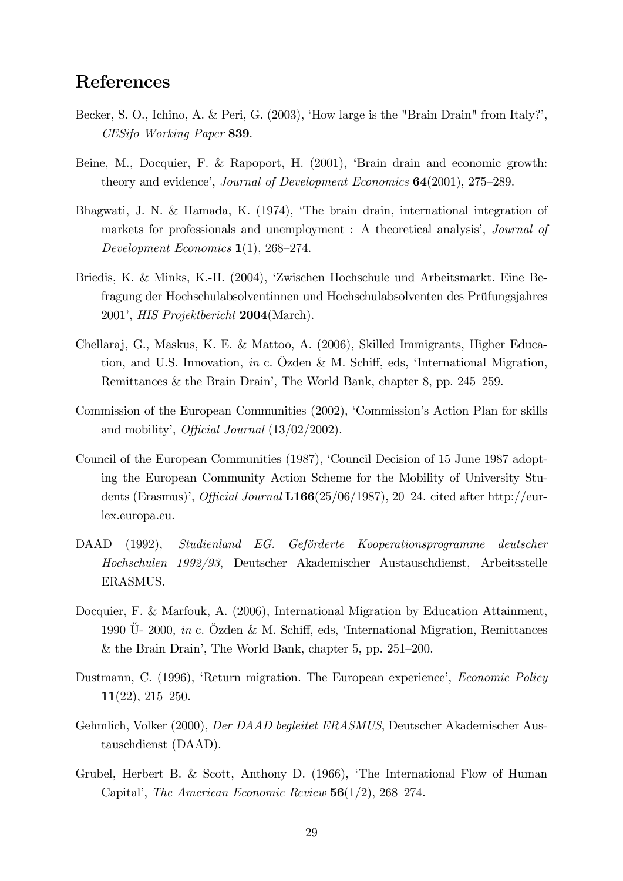# References

Becker, S. O., Ichino, A. & Peri, G. (2003), 'How large is the "Brain Drain" from Italy?', *CESifo Working Paper* **839**.

Beine, M., Docquier, F. & Rapoport, H. (2001), 'Brain drain and economic growth: theory and evidence', *Journal of Development Economics* **64**(2001), 275–289.

Bhagwati, J. N. & Hamada, K. (1974), 'The brain drain, international integration of markets for professionals and unemployment : A theoretical analysis', *Journal of Development Economics* **1**(1), 268–274.

Briedis, K. & Minks, K.-H. (2004), 'Zwischen Hochschule und Arbeitsmarkt. Eine Befragung der Hochschulabsolventinnen und Hochschulabsolventen des Prüfungsjahres 2001', *HIS Projektbericht* **2004**(March).

Chellaraj, G., Maskus, K. E. & Mattoo, A. (2006), Skilled Immigrants, Higher Education, and U.S. Innovation, *in* c. Özden & M. Schiff, eds, 'International Migration, Remittances & the Brain Drain', The World Bank, chapter 8, pp. 245–259.

Commission of the European Communities (2002), 'Commission's Action Plan for skills and mobility', *Official Journal* (13/02/2002).

Council of the European Communities (1987), 'Council Decision of 15 June 1987 adopting the European Community Action Scheme for the Mobility of University Students (Erasmus)', *Official Journal* **L166**(25/06/1987), 20–24. cited after http://eur-lex.europa.eu.

DAAD (1992), *Studienland EG. Geförderte Kooperationsprogramme deutscher Hochschulen 1992/93*, Deutscher Akademischer Austauschdienst, Arbeitsstelle ERASMUS.

Docquier, F. & Marfouk, A. (2006), International Migration by Education Attainment, 1990 Ű- 2000, *in* c. Özden & M. Schiff, eds, 'International Migration, Remittances & the Brain Drain', The World Bank, chapter 5, pp. 251–200.

Dustmann, C. (1996), 'Return migration. The European experience', *Economic Policy* **11**(22), 215–250.

Gehmlich, Volker (2000), *Der DAAD begleitet ERASMUS*, Deutscher Akademischer Austauschdienst (DAAD).

Grubel, Herbert B. & Scott, Anthony D. (1966), 'The International Flow of Human Capital', *The American Economic Review* **56**(1/2), 268–274.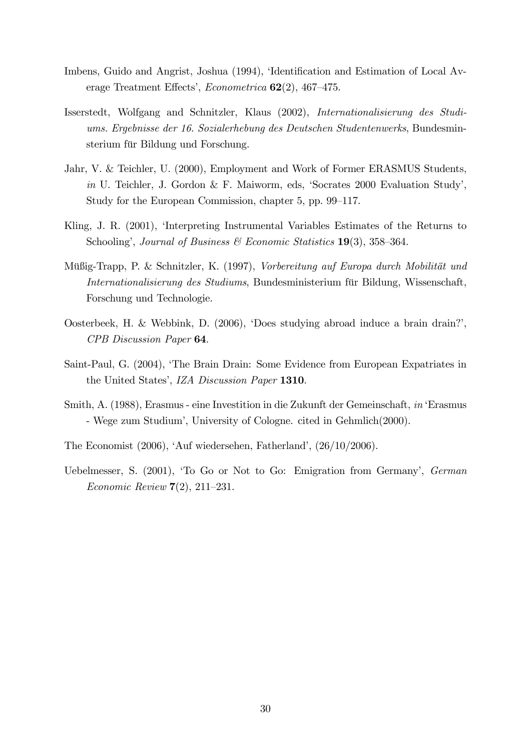Imbens, Guido and Angrist, Joshua (1994), 'Identification and Estimation of Local Average Treatment Effects', *Econometrica* **62**(2), 467–475.

Isserstedt, Wolfgang and Schnitzler, Klaus (2002), *Internationalisierung des Studiums. Ergebnisse der 16. Sozialerhebung des Deutschen Studentenwerks*, Bundesminsterium für Bildung und Forschung.

Jahr, V. & Teichler, U. (2000), Employment and Work of Former ERASMUS Students, *in* U. Teichler, J. Gordon & F. Maiworm, eds, 'Socrates 2000 Evaluation Study', Study for the European Commission, chapter 5, pp. 99–117.

Kling, J. R. (2001), 'Interpreting Instrumental Variables Estimates of the Returns to Schooling', *Journal of Business & Economic Statistics* **19**(3), 358–364.

Müßig-Trapp, P. & Schnitzler, K. (1997), *Vorbereitung auf Europa durch Mobilität und Internationalisierung des Studiums*, Bundesministerium für Bildung, Wissenschaft, Forschung und Technologie.

Oosterbeek, H. & Webbink, D. (2006), 'Does studying abroad induce a brain drain?', *CPB Discussion Paper* **64**.

Saint-Paul, G. (2004), 'The Brain Drain: Some Evidence from European Expatriates in the United States', *IZA Discussion Paper* **1310**.

Smith, A. (1988), Erasmus - eine Investition in die Zukunft der Gemeinschaft, *in* 'Erasmus - Wege zum Studium', University of Cologne. cited in Gehmlich(2000).

The Economist (2006), 'Auf wiedersehen, Fatherland', (26/10/2006).

Uebelmesser, S. (2001), 'To Go or Not to Go: Emigration from Germany', *German Economic Review* **7**(2), 211–231.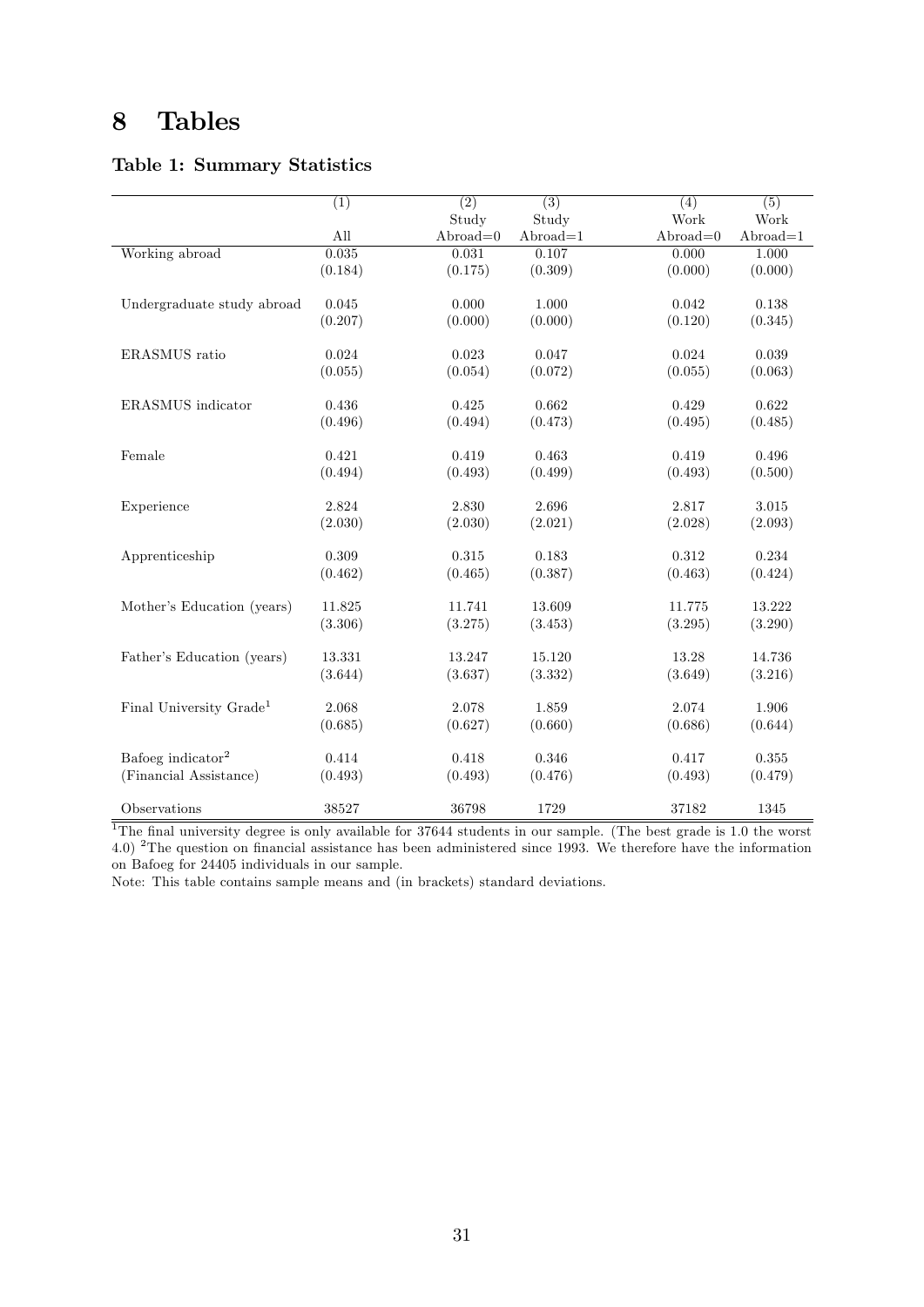# 8 Tables

### Table 1: Summary Statistics

| | (1) | (2) | (3) | (4) | (5) |
|---|---|---|---|---|---|
| | | Study | Study | Work | Work |
| | All | Abroad=0 | Abroad=1 | Abroad=0 | Abroad=1 |
| Working abroad | 0.035 | 0.031 | 0.107 | 0.000 | 1.000 |
| | (0.184) | (0.175) | (0.309) | (0.000) | (0.000) |
| Undergraduate study abroad | 0.045 | 0.000 | 1.000 | 0.042 | 0.138 |
| | (0.207) | (0.000) | (0.000) | (0.120) | (0.345) |
| ERASMUS ratio | 0.024 | 0.023 | 0.047 | 0.024 | 0.039 |
| | (0.055) | (0.054) | (0.072) | (0.055) | (0.063) |
| ERASMUS indicator | 0.436 | 0.425 | 0.662 | 0.429 | 0.622 |
| | (0.496) | (0.494) | (0.473) | (0.495) | (0.485) |
| Female | 0.421 | 0.419 | 0.463 | 0.419 | 0.496 |
| | (0.494) | (0.493) | (0.499) | (0.493) | (0.500) |
| Experience | 2.824 | 2.830 | 2.696 | 2.817 | 3.015 |
| | (2.030) | (2.030) | (2.021) | (2.028) | (2.093) |
| Apprenticeship | 0.309 | 0.315 | 0.183 | 0.312 | 0.234 |
| | (0.462) | (0.465) | (0.387) | (0.463) | (0.424) |
| Mother's Education (years) | 11.825 | 11.741 | 13.609 | 11.775 | 13.222 |
| | (3.306) | (3.275) | (3.453) | (3.295) | (3.290) |
| Father's Education (years) | 13.331 | 13.247 | 15.120 | 13.28 | 14.736 |
| | (3.644) | (3.637) | (3.332) | (3.649) | (3.216) |
| Final University Grade[1] | 2.068 | 2.078 | 1.859 | 2.074 | 1.906 |
| | (0.685) | (0.627) | (0.660) | (0.686) | (0.644) |
| Bafoeg indicator[2] | 0.414 | 0.418 | 0.346 | 0.417 | 0.355 |
| (Financial Assistance) | (0.493) | (0.493) | (0.476) | (0.493) | (0.479) |
| Observations | 38527 | 36798 | 1729 | 37182 | 1345 |

[1]The final university degree is only available for 37644 students in our sample. (The best grade is 1.0 the worst 4.0) [2]The question on financial assistance has been administered since 1993. We therefore have the information on Bafoeg for 24405 individuals in our sample.

Note: This table contains sample means and (in brackets) standard deviations.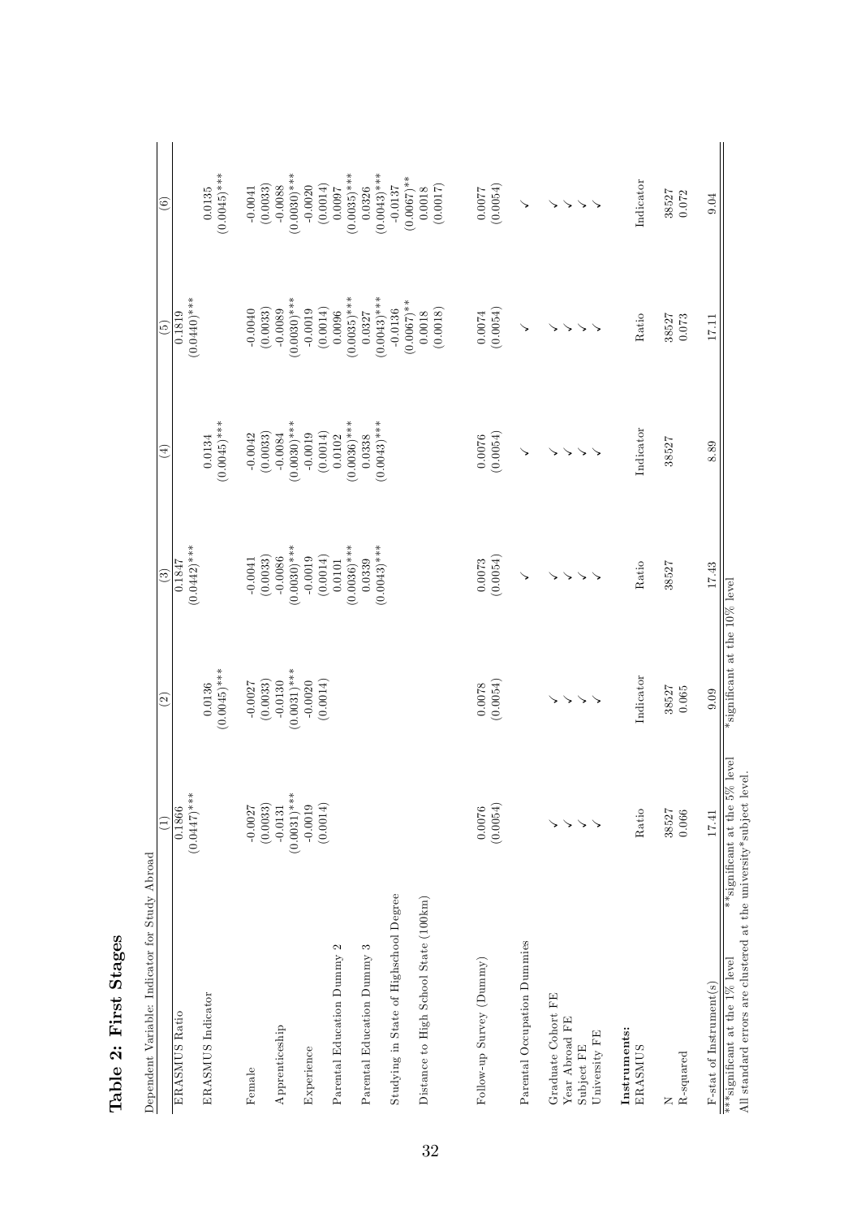# Table 2: First Stages

| Dependent Variable: Indicator for Study Abroad | (1) | (2) | (3) | (4) | (5) | (6) |
|---|---|---|---|---|---|---|
| ERASMUS Ratio | 0.1866 | | 0.1847 | | 0.1819 | |
| | (0.0447)*** | | (0.0442)*** | | (0.0440)*** | |
| ERASMUS Indicator | | 0.0136 | | 0.0134 | | 0.0135 |
| | | (0.0045)*** | | (0.0045)*** | | (0.0045)*** |
| Female | -0.0027 | -0.0027 | -0.0041 | -0.0042 | -0.0040 | -0.0041 |
| | (0.0033) | (0.0033) | (0.0033) | (0.0033) | (0.0033) | (0.0033) |
| Apprenticeship | -0.0131 | -0.0130 | -0.0086 | -0.0084 | -0.0089 | -0.0088 |
| | (0.0031)*** | (0.0031)*** | (0.0030)*** | (0.0030)*** | (0.0030)*** | (0.0030)*** |
| Experience | -0.0019 | -0.0020 | -0.0019 | -0.0019 | -0.0019 | -0.0020 |
| | (0.0014) | (0.0014) | (0.0014) | (0.0014) | (0.0014) | (0.0014) |
| Parental Education Dummy 2 | | | 0.0101 | 0.0102 | 0.0096 | 0.0097 |
| | | | (0.0036)*** | (0.0036)*** | (0.0035)*** | (0.0035)*** |
| Parental Education Dummy 3 | | | 0.0339 | 0.0338 | 0.0327 | 0.0326 |
| | | | (0.0043)*** | (0.0043)*** | (0.0043)*** | (0.0043)*** |
| Studying in State of Highschool Degree | | | | | -0.0136 | -0.0137 |
| | | | | | (0.0067)** | (0.0067)** |
| Distance to High School State (100km) | | | | | 0.0018 | 0.0018 |
| | | | | | (0.0018) | (0.0017) |
| Follow-up Survey (Dummy) | 0.0076 | 0.0078 | 0.0073 | 0.0076 | 0.0074 | 0.0077 |
| | (0.0054) | (0.0054) | (0.0054) | (0.0054) | (0.0054) | (0.0054) |
| Parental Occupation Dummies | | | ✓ | ✓ | ✓ | ✓ |
| Graduate Cohort FE | ✓ | ✓ | ✓ | ✓ | ✓ | ✓ |
| Year Abroad FE | ✓ | ✓ | ✓ | ✓ | ✓ | ✓ |
| Subject FE | ✓ | ✓ | ✓ | ✓ | ✓ | ✓ |
| University FE | ✓ | ✓ | ✓ | ✓ | ✓ | ✓ |
| **Instruments:** | | | | | | |
| ERASMUS | Ratio | Indicator | Ratio | Indicator | Ratio | Indicator |
| N | 38527 | 38527 | 38527 | 38527 | 38527 | 38527 |
| R-squared | 0.066 | 0.065 | | | 0.073 | 0.072 |
| F-stat of Instrument(s) | 17.41 | 9.09 | 17.43 | 8.89 | 17.11 | 9.04 |

***significant at the 1% level  **significant at the 5% level  *significant at the 10% level

All standard errors are clustered at the university*subject level.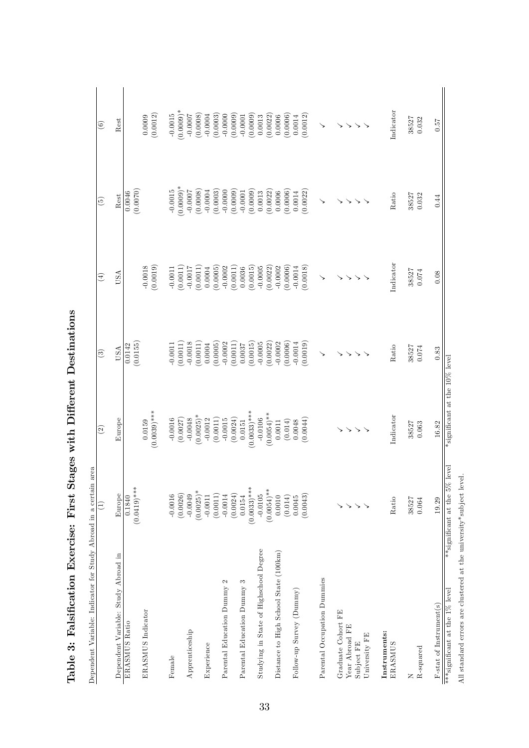# Table 3: Falsification Exercise: First Stages with Different Destinations

Dependent Variable: Indicator for Study Abroad in a certain area

| | (1) | (2) | (3) | (4) | (5) | (6) |
|---|---|---|---|---|---|---|
| Dependent Variable: Study Abroad in | Europe | Europe | USA | USA | Rest | Rest |
| ERASMUS Ratio | 0.1840 | | 0.0142 | | 0.0046 | |
| | (0.0419)*** | | (0.0155) | | (0.0070) | |
| ERASMUS Indicator | | 0.0159 | | -0.0018 | | 0.0009 |
| | | (0.0039)*** | | (0.0019) | | (0.0012) |
| Female | -0.0016 | -0.0016 | -0.0011 | -0.0011 | -0.0015 | -0.0015 |
| | (0.0026) | (0.0027) | (0.0011) | (0.0011) | (0.0009)* | (0.0009)* |
| Apprenticeship | -0.0049 | -0.0048 | -0.0018 | -0.0017 | -0.0007 | -0.0007 |
| | (0.0025)* | (0.0025)* | (0.0011) | (0.0011) | (0.0008) | (0.0008) |
| Experience | -0.0011 | -0.0012 | 0.0004 | 0.0004 | -0.0004 | -0.0004 |
| | (0.0011) | (0.0011) | (0.0005) | (0.0005) | (0.0003) | (0.0003) |
| Parental Education Dummy 2 | -0.0014 | -0.0015 | -0.0002 | -0.0002 | -0.0000 | -0.0000 |
| | (0.0024) | (0.0024) | (0.0011) | (0.0011) | (0.0009) | (0.0009) |
| Parental Education Dummy 3 | 0.0154 | 0.0151 | 0.0037 | 0.0036 | -0.0001 | -0.0001 |
| | (0.0033)*** | (0.0033)*** | (0.0015) | (0.0015) | (0.0009) | (0.0009) |
| Studying in State of Highschool Degree | -0.0105 | -0.0106 | -0.0005 | -0.0005 | 0.0013 | 0.0013 |
| | (0.0054)** | (0.0054)** | (0.0022) | (0.0022) | (0.0022) | (0.0022) |
| Distance to High School State (100km) | 0.0010 | 0.0011 | -0.0002 | -0.0002 | 0.0006 | 0.0006 |
| | (0.014) | (0.014) | (0.0006) | (0.0006) | (0.0006) | (0.0006) |
| Follow-up Survey (Dummy) | 0.0045 | 0.0048 | -0.0014 | -0.0014 | 0.0014 | 0.0014 |
| | (0.0043) | (0.0044) | (0.0019) | (0.0018) | (0.0022) | (0.0012) |
| Parental Occupation Dummies | | | ✓ | ✓ | ✓ | ✓ |
| Graduate Cohort FE | ✓ | ✓ | ✓ | ✓ | ✓ | ✓ |
| Year Abroad FE | ✓ | ✓ | ✓ | ✓ | ✓ | ✓ |
| Subject FE | ✓ | ✓ | ✓ | ✓ | ✓ | ✓ |
| University FE | ✓ | ✓ | ✓ | ✓ | ✓ | ✓ |
| **Instruments:** | | | | | | |
| ERASMUS | Ratio | Indicator | Ratio | Indicator | Ratio | Indicator |
| N | 38527 | 38527 | 38527 | 38527 | 38527 | 38527 |
| R-squared | 0.064 | 0.063 | 0.074 | 0.074 | 0.032 | 0.032 |
| F-stat of Instrument(s) | 19.29 | 16.82 | 0.83 | 0.08 | 0.44 | 0.57 |

***significant at the 1% level  **significant at the 5% level  *significant at the 10% level

All standard errors are clustered at the university*subject level.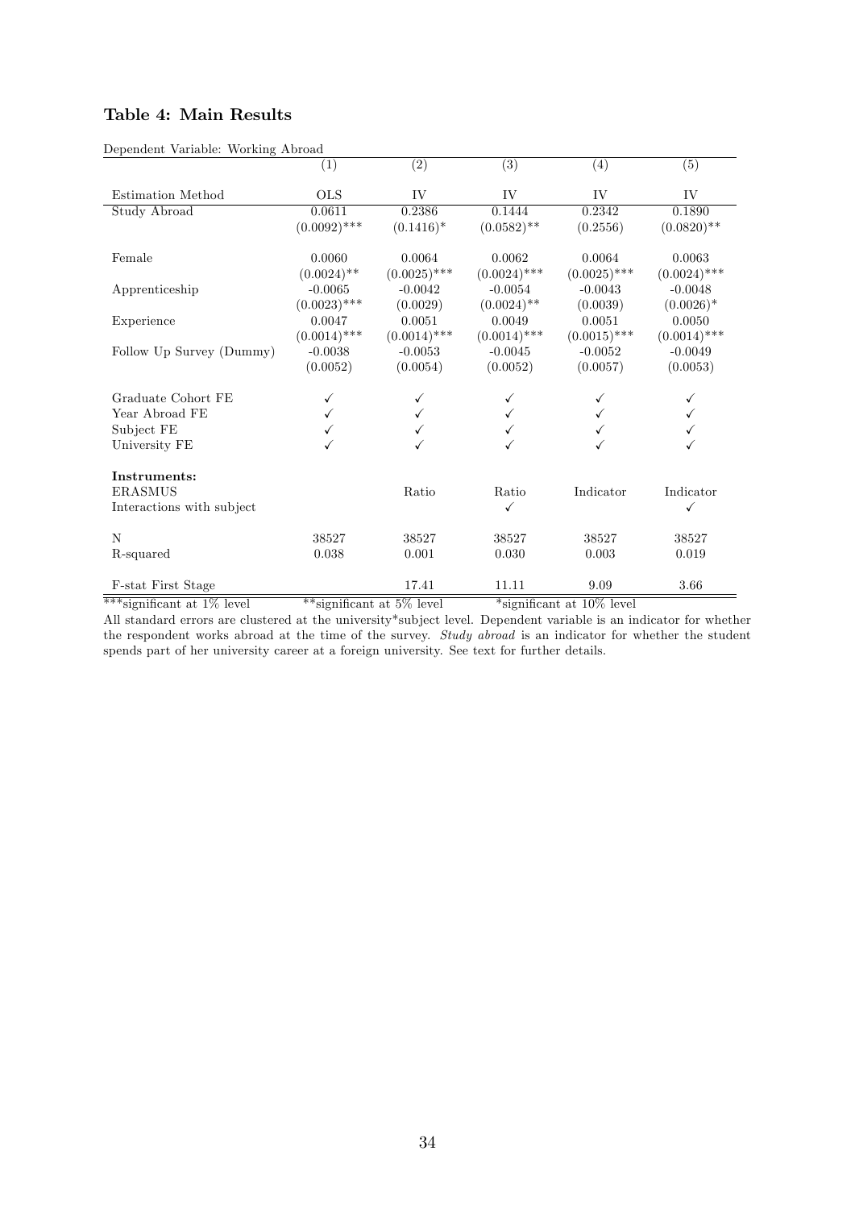### Table 4: Main Results

Dependent Variable: Working Abroad

| | (1) | (2) | (3) | (4) | (5) |
|---|---|---|---|---|---|
| Estimation Method | OLS | IV | IV | IV | IV |
| Study Abroad | 0.0611 | 0.2386 | 0.1444 | 0.2342 | 0.1890 |
| | (0.0092)*** | (0.1416)* | (0.0582)** | (0.2556) | (0.0820)** |
| Female | 0.0060 | 0.0064 | 0.0062 | 0.0064 | 0.0063 |
| | (0.0024)** | (0.0025)*** | (0.0024)*** | (0.0025)*** | (0.0024)*** |
| Apprenticeship | -0.0065 | -0.0042 | -0.0054 | -0.0043 | -0.0048 |
| | (0.0023)*** | (0.0029) | (0.0024)** | (0.0039) | (0.0026)* |
| Experience | 0.0047 | 0.0051 | 0.0049 | 0.0051 | 0.0050 |
| | (0.0014)*** | (0.0014)*** | (0.0014)*** | (0.0015)*** | (0.0014)*** |
| Follow Up Survey (Dummy) | -0.0038 | -0.0053 | -0.0045 | -0.0052 | -0.0049 |
| | (0.0052) | (0.0054) | (0.0052) | (0.0057) | (0.0053) |
| Graduate Cohort FE | ✓ | ✓ | ✓ | ✓ | ✓ |
| Year Abroad FE | ✓ | ✓ | ✓ | ✓ | ✓ |
| Subject FE | ✓ | ✓ | ✓ | ✓ | ✓ |
| University FE | ✓ | ✓ | ✓ | ✓ | ✓ |
| **Instruments:** | | | | | |
| ERASMUS | | Ratio | Ratio | Indicator | Indicator |
| Interactions with subject | | | ✓ | | ✓ |
| N | 38527 | 38527 | 38527 | 38527 | 38527 |
| R-squared | 0.038 | 0.001 | 0.030 | 0.003 | 0.019 |
| F-stat First Stage | | 17.41 | 11.11 | 9.09 | 3.66 |

***significant at 1% level &nbsp;&nbsp;&nbsp; **significant at 5% level &nbsp;&nbsp;&nbsp; *significant at 10% level

All standard errors are clustered at the university*subject level. Dependent variable is an indicator for whether the respondent works abroad at the time of the survey. *Study abroad* is an indicator for whether the student spends part of her university career at a foreign university. See text for further details.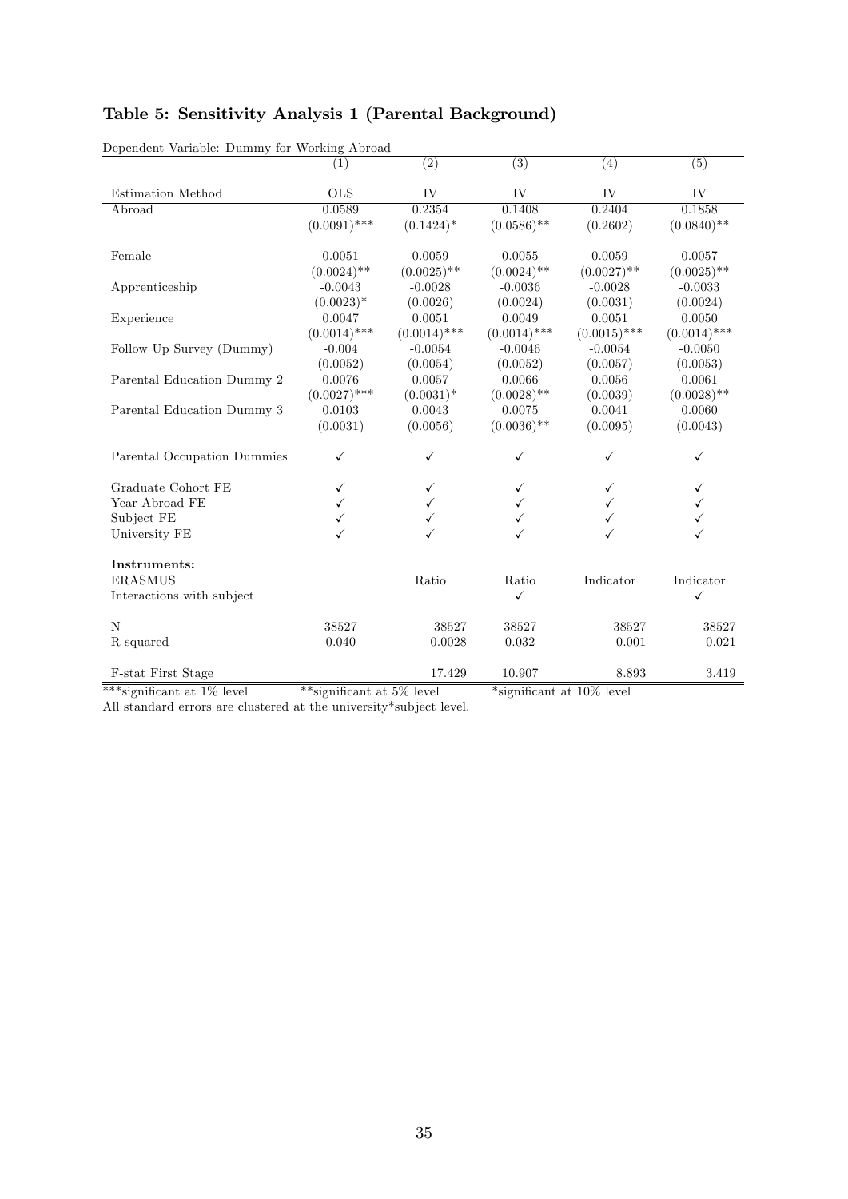## Table 5: Sensitivity Analysis 1 (Parental Background)

Dependent Variable: Dummy for Working Abroad

| | (1) | (2) | (3) | (4) | (5) |
|---|---|---|---|---|---|
| Estimation Method | OLS | IV | IV | IV | IV |
| Abroad | 0.0589 | 0.2354 | 0.1408 | 0.2404 | 0.1858 |
| | (0.0091)*** | (0.1424)* | (0.0586)** | (0.2602) | (0.0840)** |
| Female | 0.0051 | 0.0059 | 0.0055 | 0.0059 | 0.0057 |
| | (0.0024)** | (0.0025)** | (0.0024)** | (0.0027)** | (0.0025)** |
| Apprenticeship | -0.0043 | -0.0028 | -0.0036 | -0.0028 | -0.0033 |
| | (0.0023)* | (0.0026) | (0.0024) | (0.0031) | (0.0024) |
| Experience | 0.0047 | 0.0051 | 0.0049 | 0.0051 | 0.0050 |
| | (0.0014)*** | (0.0014)*** | (0.0014)*** | (0.0015)*** | (0.0014)*** |
| Follow Up Survey (Dummy) | -0.004 | -0.0054 | -0.0046 | -0.0054 | -0.0050 |
| | (0.0052) | (0.0054) | (0.0052) | (0.0057) | (0.0053) |
| Parental Education Dummy 2 | 0.0076 | 0.0057 | 0.0066 | 0.0056 | 0.0061 |
| | (0.0027)*** | (0.0031)* | (0.0028)** | (0.0039) | (0.0028)** |
| Parental Education Dummy 3 | 0.0103 | 0.0043 | 0.0075 | 0.0041 | 0.0060 |
| | (0.0031) | (0.0056) | (0.0036)** | (0.0095) | (0.0043) |
| Parental Occupation Dummies | ✓ | ✓ | ✓ | ✓ | ✓ |
| Graduate Cohort FE | ✓ | ✓ | ✓ | ✓ | ✓ |
| Year Abroad FE | ✓ | ✓ | ✓ | ✓ | ✓ |
| Subject FE | ✓ | ✓ | ✓ | ✓ | ✓ |
| University FE | ✓ | ✓ | ✓ | ✓ | ✓ |
| **Instruments:** | | | | | |
| ERASMUS | | Ratio | Ratio | Indicator | Indicator |
| Interactions with subject | | | ✓ | | ✓ |
| N | 38527 | 38527 | 38527 | 38527 | 38527 |
| R-squared | 0.040 | 0.0028 | 0.032 | 0.001 | 0.021 |
| F-stat First Stage | | 17.429 | 10.907 | 8.893 | 3.419 |

***significant at 1% level **significant at 5% level *significant at 10% level

All standard errors are clustered at the university*subject level.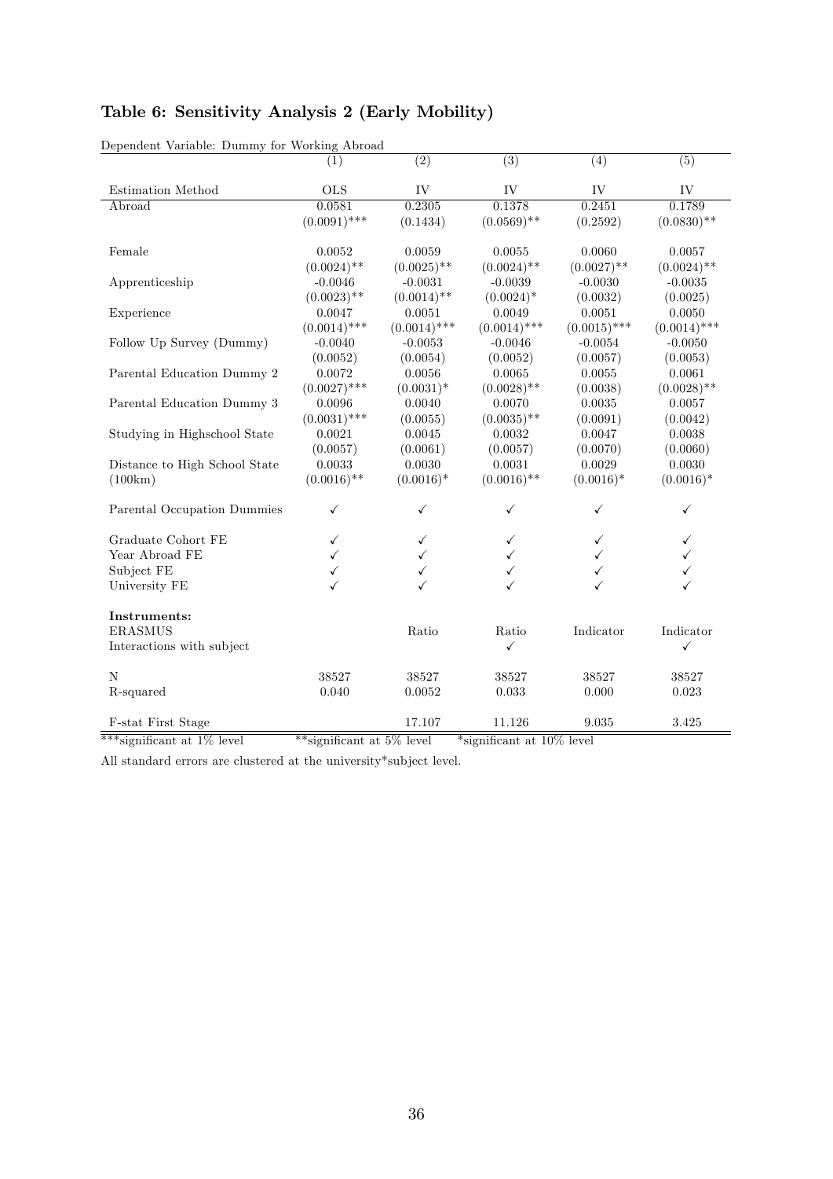## Table 6: Sensitivity Analysis 2 (Early Mobility)

Dependent Variable: Dummy for Working Abroad

| | (1) | (2) | (3) | (4) | (5) |
|---|---|---|---|---|---|
| Estimation Method | OLS | IV | IV | IV | IV |
| Abroad | 0.0581 | 0.2305 | 0.1378 | 0.2451 | 0.1789 |
| | (0.0091)*** | (0.1434) | (0.0569)** | (0.2592) | (0.0830)** |
| Female | 0.0052 | 0.0059 | 0.0055 | 0.0060 | 0.0057 |
| | (0.0024)** | (0.0025)** | (0.0024)** | (0.0027)** | (0.0024)** |
| Apprenticeship | -0.0046 | -0.0031 | -0.0039 | -0.0030 | -0.0035 |
| | (0.0023)** | (0.0014)** | (0.0024)* | (0.0032) | (0.0025) |
| Experience | 0.0047 | 0.0051 | 0.0049 | 0.0051 | 0.0050 |
| | (0.0014)*** | (0.0014)*** | (0.0014)*** | (0.0015)*** | (0.0014)*** |
| Follow Up Survey (Dummy) | -0.0040 | -0.0053 | -0.0046 | -0.0054 | -0.0050 |
| | (0.0052) | (0.0054) | (0.0052) | (0.0057) | (0.0053) |
| Parental Education Dummy 2 | 0.0072 | 0.0056 | 0.0065 | 0.0055 | 0.0061 |
| | (0.0027)*** | (0.0031)* | (0.0028)** | (0.0038) | (0.0028)** |
| Parental Education Dummy 3 | 0.0096 | 0.0040 | 0.0070 | 0.0035 | 0.0057 |
| | (0.0031)*** | (0.0055) | (0.0035)** | (0.0091) | (0.0042) |
| Studying in Highschool State | 0.0021 | 0.0045 | 0.0032 | 0.0047 | 0.0038 |
| | (0.0057) | (0.0061) | (0.0057) | (0.0070) | (0.0060) |
| Distance to High School State | 0.0033 | 0.0030 | 0.0031 | 0.0029 | 0.0030 |
| (100km) | (0.0016)** | (0.0016)* | (0.0016)** | (0.0016)* | (0.0016)* |
| Parental Occupation Dummies | ✓ | ✓ | ✓ | ✓ | ✓ |
| Graduate Cohort FE | ✓ | ✓ | ✓ | ✓ | ✓ |
| Year Abroad FE | ✓ | ✓ | ✓ | ✓ | ✓ |
| Subject FE | ✓ | ✓ | ✓ | ✓ | ✓ |
| University FE | ✓ | ✓ | ✓ | ✓ | ✓ |
| **Instruments:** | | | | | |
| ERASMUS | | Ratio | Ratio | Indicator | Indicator |
| Interactions with subject | | | ✓ | | ✓ |
| N | 38527 | 38527 | 38527 | 38527 | 38527 |
| R-squared | 0.040 | 0.0052 | 0.033 | 0.000 | 0.023 |
| F-stat First Stage | | 17.107 | 11.126 | 9.035 | 3.425 |

***significant at 1% level  **significant at 5% level  *significant at 10% level

All standard errors are clustered at the university*subject level.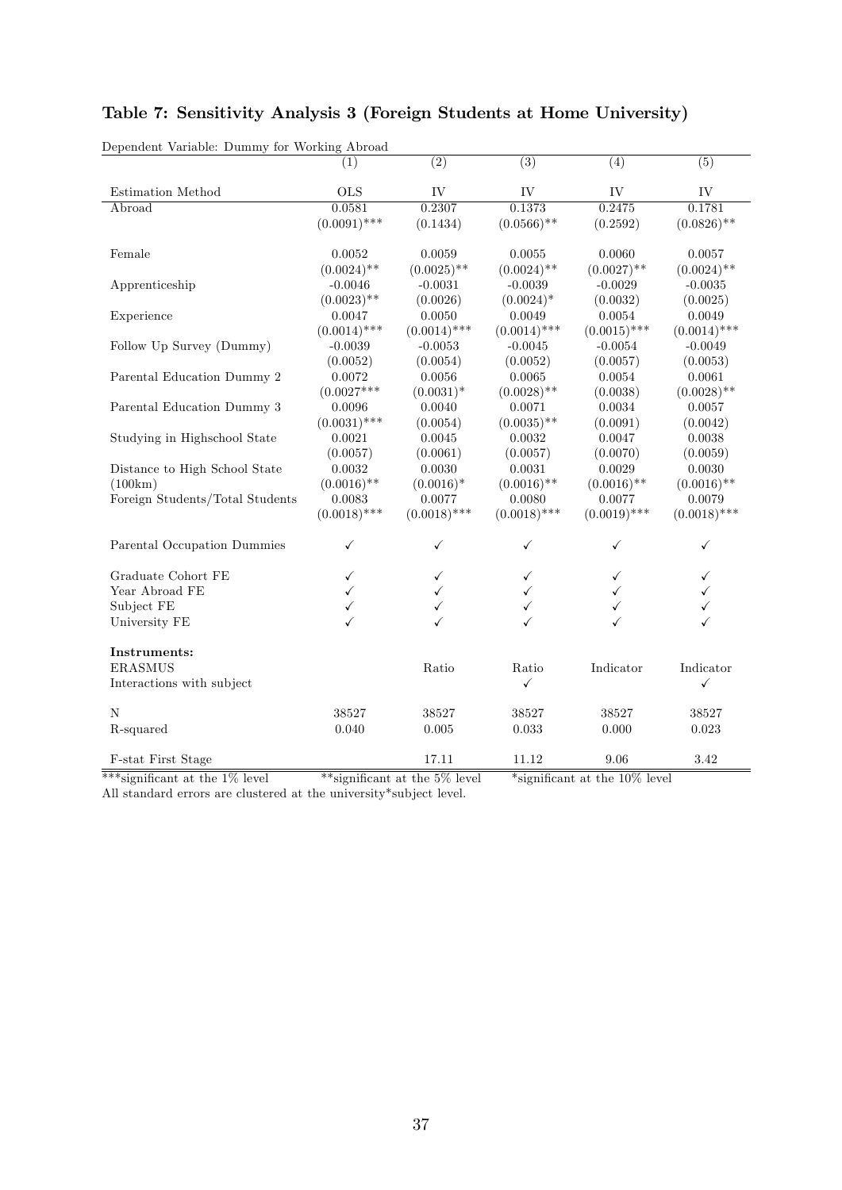## Table 7: Sensitivity Analysis 3 (Foreign Students at Home University)

Dependent Variable: Dummy for Working Abroad

| | (1) | (2) | (3) | (4) | (5) |
|---|---|---|---|---|---|
| Estimation Method | OLS | IV | IV | IV | IV |
| Abroad | 0.0581 | 0.2307 | 0.1373 | 0.2475 | 0.1781 |
| | (0.0091)*** | (0.1434) | (0.0566)** | (0.2592) | (0.0826)** |
| Female | 0.0052 | 0.0059 | 0.0055 | 0.0060 | 0.0057 |
| | (0.0024)** | (0.0025)** | (0.0024)** | (0.0027)** | (0.0024)** |
| Apprenticeship | -0.0046 | -0.0031 | -0.0039 | -0.0029 | -0.0035 |
| | (0.0023)** | (0.0026) | (0.0024)* | (0.0032) | (0.0025) |
| Experience | 0.0047 | 0.0050 | 0.0049 | 0.0054 | 0.0049 |
| | (0.0014)*** | (0.0014)*** | (0.0014)*** | (0.0015)*** | (0.0014)*** |
| Follow Up Survey (Dummy) | -0.0039 | -0.0053 | -0.0045 | -0.0054 | -0.0049 |
| | (0.0052) | (0.0054) | (0.0052) | (0.0057) | (0.0053) |
| Parental Education Dummy 2 | 0.0072 | 0.0056 | 0.0065 | 0.0054 | 0.0061 |
| | (0.0027*** | (0.0031)* | (0.0028)** | (0.0038) | (0.0028)** |
| Parental Education Dummy 3 | 0.0096 | 0.0040 | 0.0071 | 0.0034 | 0.0057 |
| | (0.0031)*** | (0.0054) | (0.0035)** | (0.0091) | (0.0042) |
| Studying in Highschool State | 0.0021 | 0.0045 | 0.0032 | 0.0047 | 0.0038 |
| | (0.0057) | (0.0061) | (0.0057) | (0.0070) | (0.0059) |
| Distance to High School State | 0.0032 | 0.0030 | 0.0031 | 0.0029 | 0.0030 |
| (100km) | (0.0016)** | (0.0016)* | (0.0016)** | (0.0016)** | (0.0016)** |
| Foreign Students/Total Students | 0.0083 | 0.0077 | 0.0080 | 0.0077 | 0.0079 |
| | (0.0018)*** | (0.0018)*** | (0.0018)*** | (0.0019)*** | (0.0018)*** |
| Parental Occupation Dummies | ✓ | ✓ | ✓ | ✓ | ✓ |
| Graduate Cohort FE | ✓ | ✓ | ✓ | ✓ | ✓ |
| Year Abroad FE | ✓ | ✓ | ✓ | ✓ | ✓ |
| Subject FE | ✓ | ✓ | ✓ | ✓ | ✓ |
| University FE | ✓ | ✓ | ✓ | ✓ | ✓ |
| **Instruments:** | | | | | |
| ERASMUS | | Ratio | Ratio | Indicator | Indicator |
| Interactions with subject | | | ✓ | | ✓ |
| N | 38527 | 38527 | 38527 | 38527 | 38527 |
| R-squared | 0.040 | 0.005 | 0.033 | 0.000 | 0.023 |
| F-stat First Stage | | 17.11 | 11.12 | 9.06 | 3.42 |

***significant at the 1% level **significant at the 5% level *significant at the 10% level

All standard errors are clustered at the university*subject level.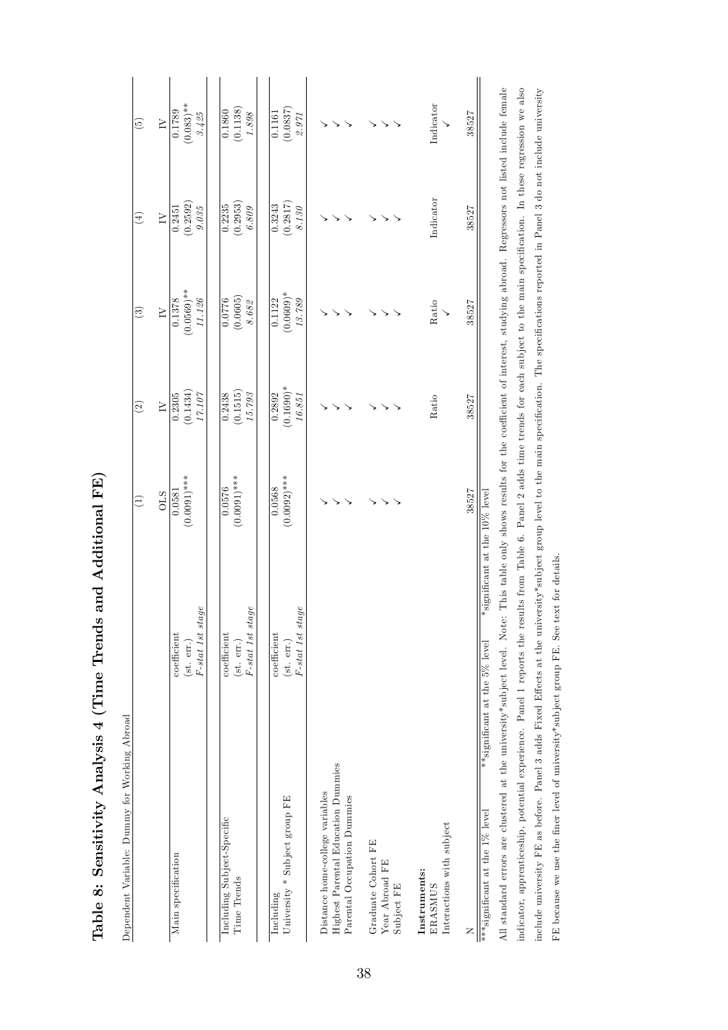# Table 8: Sensitivity Analysis 4 (Time Trends and Additional FE)

Dependent Variable: Dummy for Working Abroad

| | | (1) | (2) | (3) | (4) | (5) |
|---|---|---|---|---|---|---|
| | | OLS | IV | IV | IV | IV |
| Main specification | coefficient | 0.0581 | 0.2305 | 0.1378 | 0.2451 | 0.1789 |
| | (st. err.) | (0.0091)*** | (0.1434) | (0.0569)** | (0.2592) | (0.083)** |
| | *F-stat 1st stage* | | *17.107* | *11.126* | *9.035* | *3.425* |
| Including Subject-Specific Time Trends | coefficient | 0.0576 | 0.2438 | 0.0776 | 0.2235 | 0.1860 |
| | (st. err.) | (0.0091)*** | (0.1515) | (0.0605) | (0.2953) | (0.1138) |
| | *F-stat 1st stage* | | *15.793* | *8.682* | *6.809* | *1.898* |
| Including University * Subject group FE | coefficient | 0.0568 | 0.2892 | 0.1122 | 0.3243 | 0.1161 |
| | (st. err.) | (0.0092)*** | (0.1690)* | (0.0609)* | (0.2817) | (0.0837) |
| | *F-stat 1st stage* | | *16.851* | *13.789* | *8.130* | *2.971* |
| Distance home-college variables | | ✓ | ✓ | ✓ | ✓ | ✓ |
| Highest Parental Education Dummies | | ✓ | ✓ | ✓ | ✓ | ✓ |
| Parental Occupation Dummies | | ✓ | ✓ | ✓ | ✓ | ✓ |
| Graduate Cohort FE | | ✓ | ✓ | ✓ | ✓ | ✓ |
| Year Abroad FE | | ✓ | ✓ | ✓ | ✓ | ✓ |
| Subject FE | | ✓ | ✓ | ✓ | ✓ | ✓ |
| **Instruments:** | | | | | | |
| ERASMUS | | | Ratio | Ratio | Indicator | Indicator |
| Interactions with subject | | | | ✓ | | ✓ |
| N | | 38527 | 38527 | 38527 | 38527 | 38527 |

***significant at the 1% level **significant at the 5% level *significant at the 10% level

All standard errors are clustered at the university*subject level. Note: This table only shows results for the coefficient of interest, studying abroad. Regressors not listed include female indicator, apprenticeship, potential experience. Panel 1 reports the results from Table 6. Panel 2 adds time trends for each subject to the main specification. In these regression we also include university FE as before. Panel 3 adds Fixed Effects at the university*subject group level to the main specification. The specifications reported in Panel 3 do not include university FE because we use the finer level of university*subject group FE. See text for details.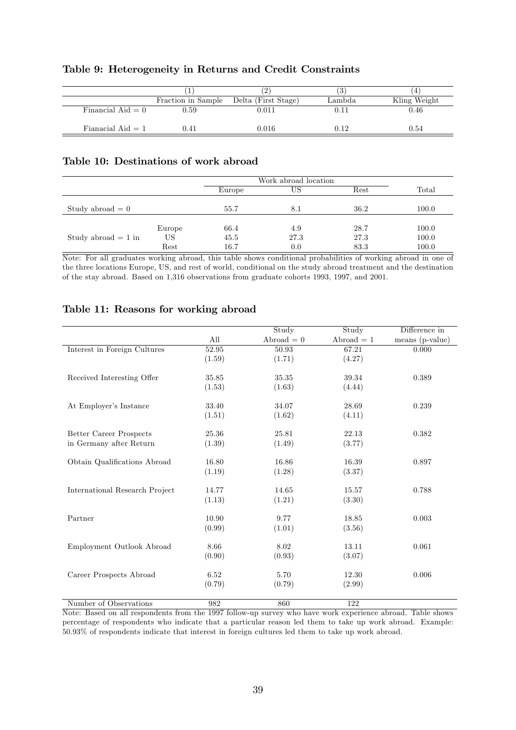**Table 9: Heterogeneity in Returns and Credit Constraints**

| | (1) | (2) | (3) | (4) |
|---|---|---|---|---|
| | Fraction in Sample | Delta (First Stage) | Lambda | Kling Weight |
| Financial Aid = 0 | 0.59 | 0.011 | 0.11 | 0.46 |
| Fianacial Aid = 1 | 0.41 | 0.016 | 0.12 | 0.54 |

**Table 10: Destinations of work abroad**

| | | Work abroad location | | | |
|---|---|---|---|---|---|
| | | Europe | US | Rest | Total |
| Study abroad = 0 | | 55.7 | 8.1 | 36.2 | 100.0 |
| Study abroad = 1 in | Europe | 66.4 | 4.9 | 28.7 | 100.0 |
| | US | 45.5 | 27.3 | 27.3 | 100.0 |
| | Rest | 16.7 | 0.0 | 83.3 | 100.0 |

Note: For all graduates working abroad, this table shows conditional probabilities of working abroad in one of the three locations Europe, US, and rest of world, conditional on the study abroad treatment and the destination of the stay abroad. Based on 1,316 observations from graduate cohorts 1993, 1997, and 2001.

**Table 11: Reasons for working abroad**

| | All | Study Abroad = 0 | Study Abroad = 1 | Difference in means (p-value) |
|---|---|---|---|---|
| Interest in Foreign Cultures | 52.95 | 50.93 | 67.21 | 0.000 |
| | (1.59) | (1.71) | (4.27) | |
| Received Interesting Offer | 35.85 | 35.35 | 39.34 | 0.389 |
| | (1.53) | (1.63) | (4.44) | |
| At Employer's Instance | 33.40 | 34.07 | 28.69 | 0.239 |
| | (1.51) | (1.62) | (4.11) | |
| Better Career Prospects in Germany after Return | 25.36 | 25.81 | 22.13 | 0.382 |
| | (1.39) | (1.49) | (3.77) | |
| Obtain Qualifications Abroad | 16.80 | 16.86 | 16.39 | 0.897 |
| | (1.19) | (1.28) | (3.37) | |
| International Research Project | 14.77 | 14.65 | 15.57 | 0.788 |
| | (1.13) | (1.21) | (3.30) | |
| Partner | 10.90 | 9.77 | 18.85 | 0.003 |
| | (0.99) | (1.01) | (3.56) | |
| Employment Outlook Abroad | 8.66 | 8.02 | 13.11 | 0.061 |
| | (0.90) | (0.93) | (3.07) | |
| Career Prospects Abroad | 6.52 | 5.70 | 12.30 | 0.006 |
| | (0.79) | (0.79) | (2.99) | |
| Number of Observations | 982 | 860 | 122 | |

Note: Based on all respondents from the 1997 follow-up survey who have work experience abroad. Table shows percentage of respondents who indicate that a particular reason led them to take up work abroad. Example: 50.93% of respondents indicate that interest in foreign cultures led them to take up work abroad.